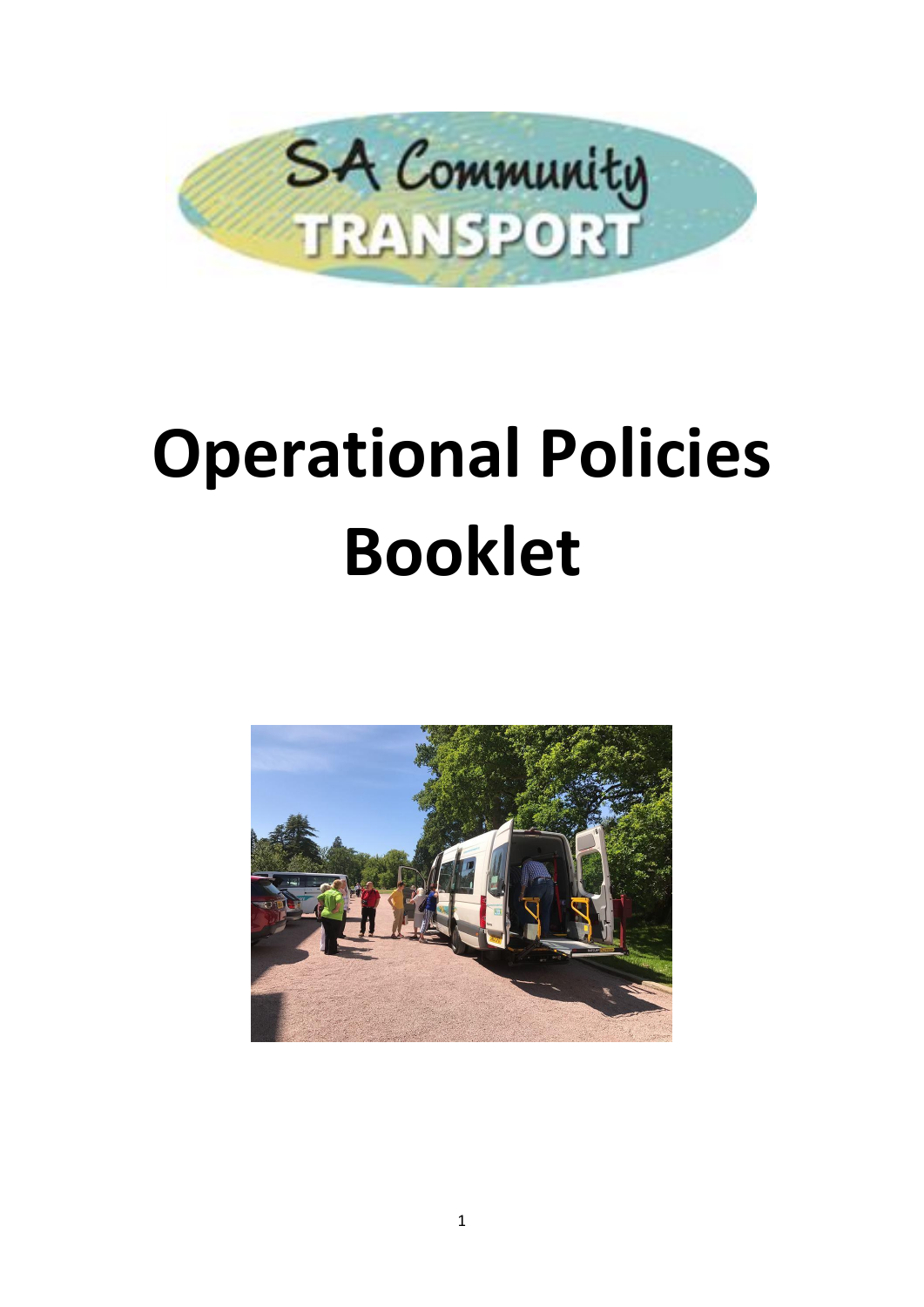SA Community TRANSPORT

# Operational Policies Booklet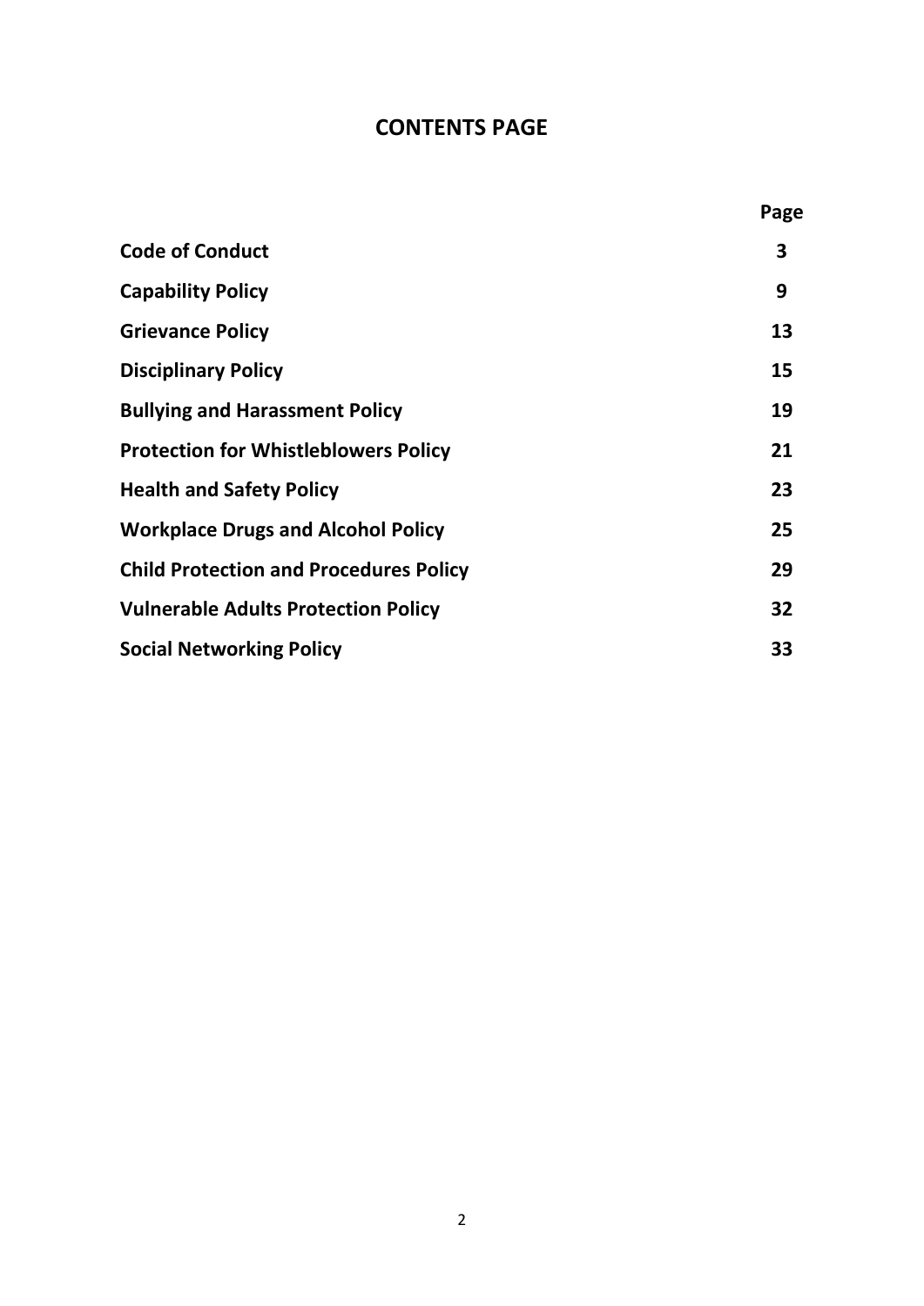# CONTENTS PAGE

| | Page |
|---|---|
| **Code of Conduct** | **3** |
| **Capability Policy** | **9** |
| **Grievance Policy** | **13** |
| **Disciplinary Policy** | **15** |
| **Bullying and Harassment Policy** | **19** |
| **Protection for Whistleblowers Policy** | **21** |
| **Health and Safety Policy** | **23** |
| **Workplace Drugs and Alcohol Policy** | **25** |
| **Child Protection and Procedures Policy** | **29** |
| **Vulnerable Adults Protection Policy** | **32** |
| **Social Networking Policy** | **33** |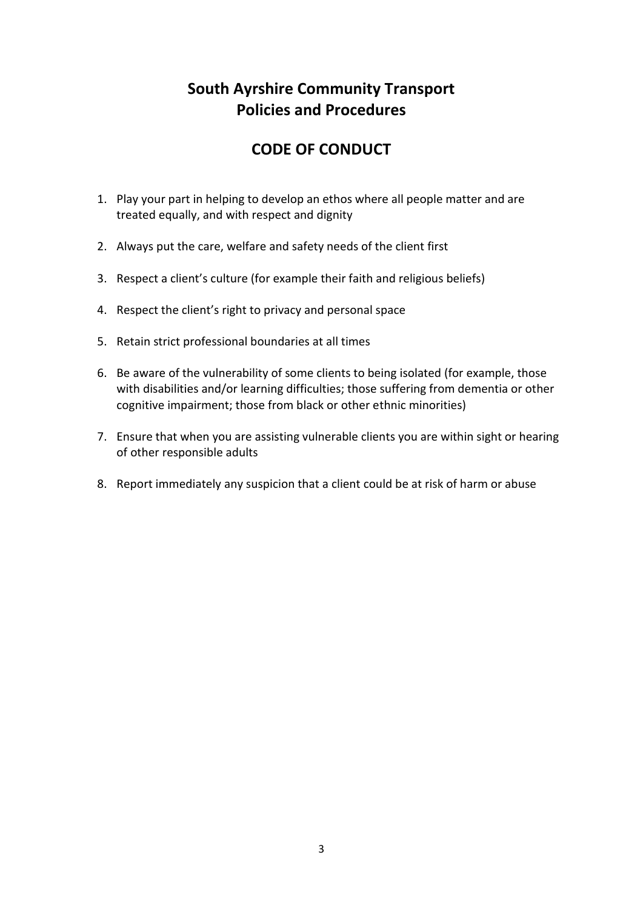# South Ayrshire Community Transport
# Policies and Procedures

## CODE OF CONDUCT

1. Play your part in helping to develop an ethos where all people matter and are treated equally, and with respect and dignity
2. Always put the care, welfare and safety needs of the client first
3. Respect a client's culture (for example their faith and religious beliefs)
4. Respect the client's right to privacy and personal space
5. Retain strict professional boundaries at all times
6. Be aware of the vulnerability of some clients to being isolated (for example, those with disabilities and/or learning difficulties; those suffering from dementia or other cognitive impairment; those from black or other ethnic minorities)
7. Ensure that when you are assisting vulnerable clients you are within sight or hearing of other responsible adults
8. Report immediately any suspicion that a client could be at risk of harm or abuse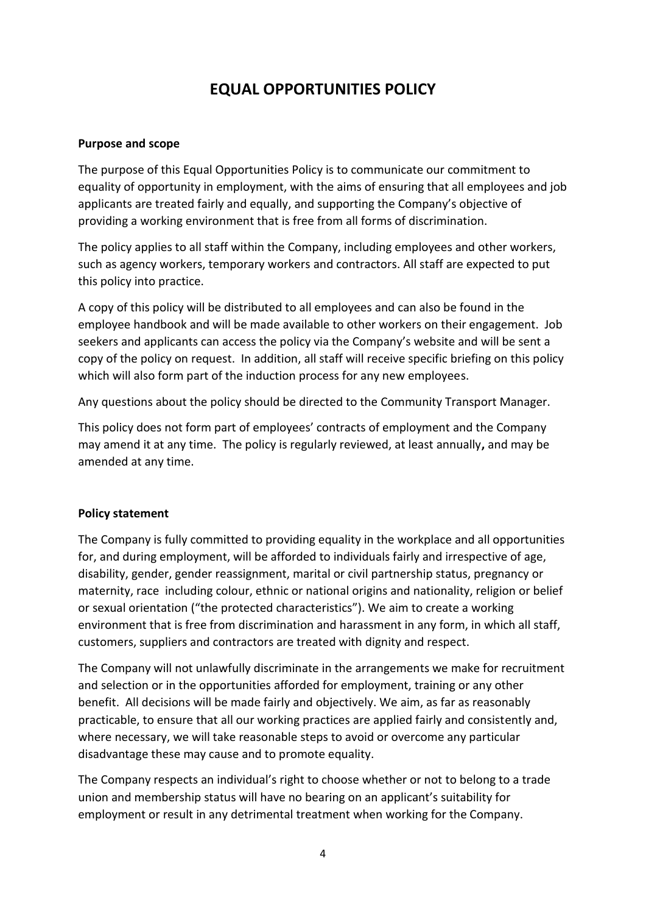# EQUAL OPPORTUNITIES POLICY

**Purpose and scope**

The purpose of this Equal Opportunities Policy is to communicate our commitment to equality of opportunity in employment, with the aims of ensuring that all employees and job applicants are treated fairly and equally, and supporting the Company's objective of providing a working environment that is free from all forms of discrimination.

The policy applies to all staff within the Company, including employees and other workers, such as agency workers, temporary workers and contractors. All staff are expected to put this policy into practice.

A copy of this policy will be distributed to all employees and can also be found in the employee handbook and will be made available to other workers on their engagement. Job seekers and applicants can access the policy via the Company's website and will be sent a copy of the policy on request. In addition, all staff will receive specific briefing on this policy which will also form part of the induction process for any new employees.

Any questions about the policy should be directed to the Community Transport Manager.

This policy does not form part of employees' contracts of employment and the Company may amend it at any time. The policy is regularly reviewed, at least annually**,** and may be amended at any time.

**Policy statement**

The Company is fully committed to providing equality in the workplace and all opportunities for, and during employment, will be afforded to individuals fairly and irrespective of age, disability, gender, gender reassignment, marital or civil partnership status, pregnancy or maternity, race including colour, ethnic or national origins and nationality, religion or belief or sexual orientation ("the protected characteristics"). We aim to create a working environment that is free from discrimination and harassment in any form, in which all staff, customers, suppliers and contractors are treated with dignity and respect.

The Company will not unlawfully discriminate in the arrangements we make for recruitment and selection or in the opportunities afforded for employment, training or any other benefit. All decisions will be made fairly and objectively. We aim, as far as reasonably practicable, to ensure that all our working practices are applied fairly and consistently and, where necessary, we will take reasonable steps to avoid or overcome any particular disadvantage these may cause and to promote equality.

The Company respects an individual's right to choose whether or not to belong to a trade union and membership status will have no bearing on an applicant's suitability for employment or result in any detrimental treatment when working for the Company.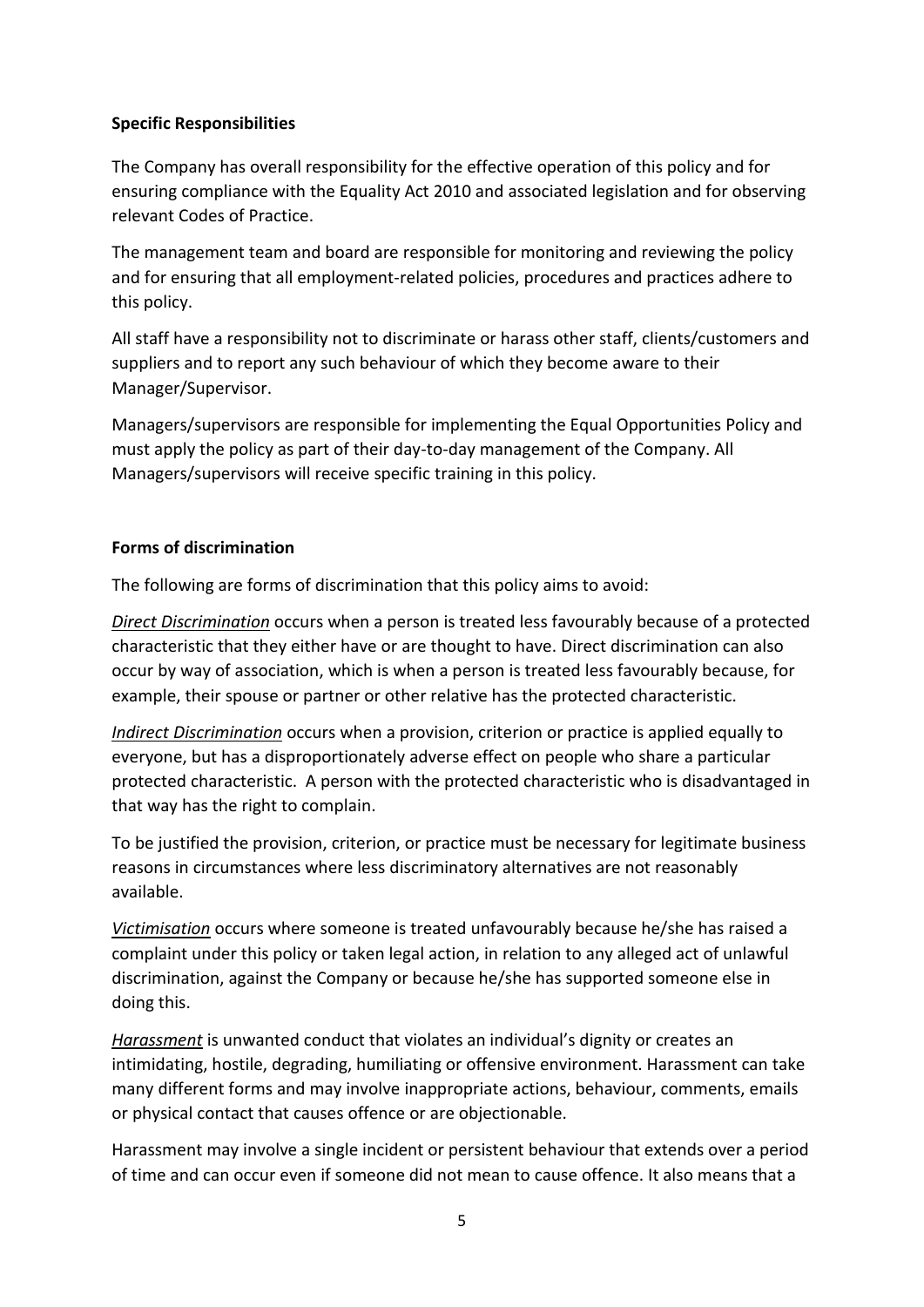**Specific Responsibilities**

The Company has overall responsibility for the effective operation of this policy and for ensuring compliance with the Equality Act 2010 and associated legislation and for observing relevant Codes of Practice.

The management team and board are responsible for monitoring and reviewing the policy and for ensuring that all employment-related policies, procedures and practices adhere to this policy.

All staff have a responsibility not to discriminate or harass other staff, clients/customers and suppliers and to report any such behaviour of which they become aware to their Manager/Supervisor.

Managers/supervisors are responsible for implementing the Equal Opportunities Policy and must apply the policy as part of their day-to-day management of the Company. All Managers/supervisors will receive specific training in this policy.

**Forms of discrimination**

The following are forms of discrimination that this policy aims to avoid:

*Direct Discrimination* occurs when a person is treated less favourably because of a protected characteristic that they either have or are thought to have. Direct discrimination can also occur by way of association, which is when a person is treated less favourably because, for example, their spouse or partner or other relative has the protected characteristic.

*Indirect Discrimination* occurs when a provision, criterion or practice is applied equally to everyone, but has a disproportionately adverse effect on people who share a particular protected characteristic. A person with the protected characteristic who is disadvantaged in that way has the right to complain.

To be justified the provision, criterion, or practice must be necessary for legitimate business reasons in circumstances where less discriminatory alternatives are not reasonably available.

*Victimisation* occurs where someone is treated unfavourably because he/she has raised a complaint under this policy or taken legal action, in relation to any alleged act of unlawful discrimination, against the Company or because he/she has supported someone else in doing this.

*Harassment* is unwanted conduct that violates an individual's dignity or creates an intimidating, hostile, degrading, humiliating or offensive environment. Harassment can take many different forms and may involve inappropriate actions, behaviour, comments, emails or physical contact that causes offence or are objectionable.

Harassment may involve a single incident or persistent behaviour that extends over a period of time and can occur even if someone did not mean to cause offence. It also means that a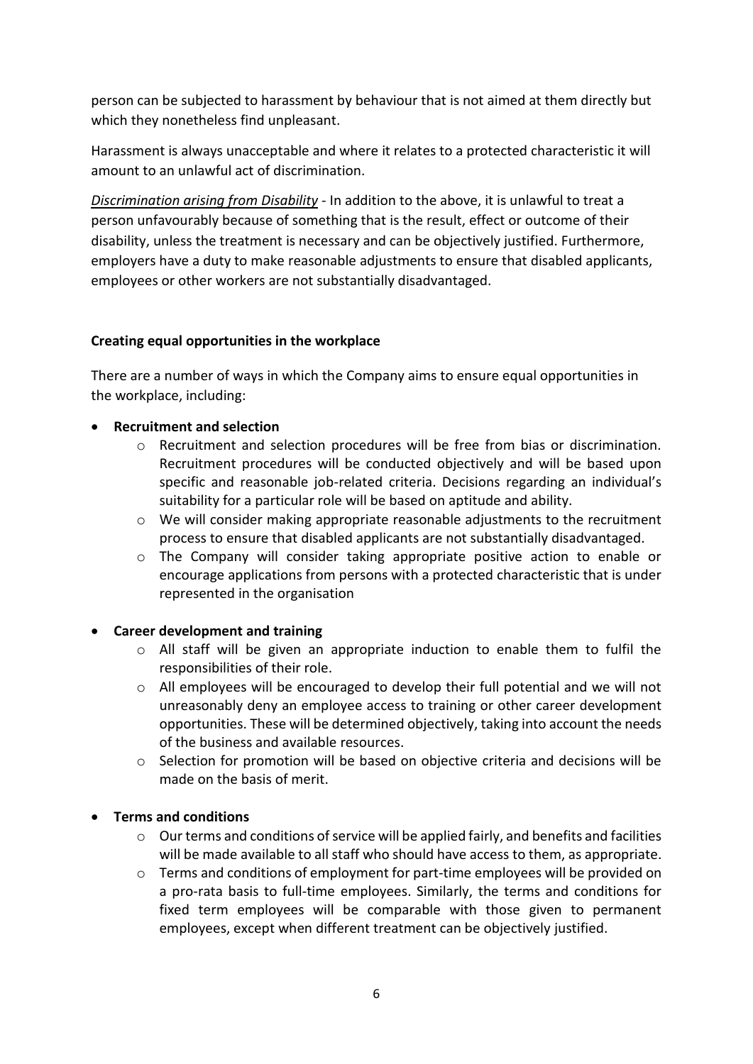person can be subjected to harassment by behaviour that is not aimed at them directly but which they nonetheless find unpleasant.

Harassment is always unacceptable and where it relates to a protected characteristic it will amount to an unlawful act of discrimination.

*Discrimination arising from Disability* - In addition to the above, it is unlawful to treat a person unfavourably because of something that is the result, effect or outcome of their disability, unless the treatment is necessary and can be objectively justified. Furthermore, employers have a duty to make reasonable adjustments to ensure that disabled applicants, employees or other workers are not substantially disadvantaged.

**Creating equal opportunities in the workplace**

There are a number of ways in which the Company aims to ensure equal opportunities in the workplace, including:

- **Recruitment and selection**
  - Recruitment and selection procedures will be free from bias or discrimination. Recruitment procedures will be conducted objectively and will be based upon specific and reasonable job-related criteria. Decisions regarding an individual's suitability for a particular role will be based on aptitude and ability.
  - We will consider making appropriate reasonable adjustments to the recruitment process to ensure that disabled applicants are not substantially disadvantaged.
  - The Company will consider taking appropriate positive action to enable or encourage applications from persons with a protected characteristic that is under represented in the organisation

- **Career development and training**
  - All staff will be given an appropriate induction to enable them to fulfil the responsibilities of their role.
  - All employees will be encouraged to develop their full potential and we will not unreasonably deny an employee access to training or other career development opportunities. These will be determined objectively, taking into account the needs of the business and available resources.
  - Selection for promotion will be based on objective criteria and decisions will be made on the basis of merit.

- **Terms and conditions**
  - Our terms and conditions of service will be applied fairly, and benefits and facilities will be made available to all staff who should have access to them, as appropriate.
  - Terms and conditions of employment for part-time employees will be provided on a pro-rata basis to full-time employees. Similarly, the terms and conditions for fixed term employees will be comparable with those given to permanent employees, except when different treatment can be objectively justified.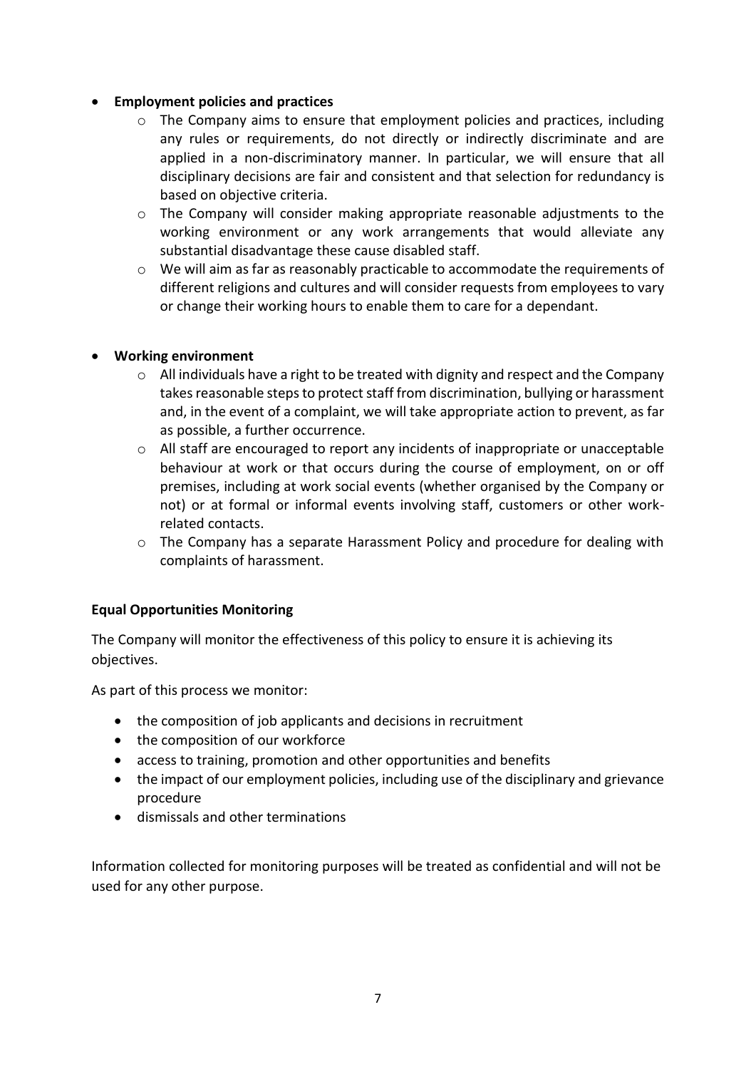- **Employment policies and practices**
    - The Company aims to ensure that employment policies and practices, including any rules or requirements, do not directly or indirectly discriminate and are applied in a non-discriminatory manner. In particular, we will ensure that all disciplinary decisions are fair and consistent and that selection for redundancy is based on objective criteria.
    - The Company will consider making appropriate reasonable adjustments to the working environment or any work arrangements that would alleviate any substantial disadvantage these cause disabled staff.
    - We will aim as far as reasonably practicable to accommodate the requirements of different religions and cultures and will consider requests from employees to vary or change their working hours to enable them to care for a dependant.

- **Working environment**
    - All individuals have a right to be treated with dignity and respect and the Company takes reasonable steps to protect staff from discrimination, bullying or harassment and, in the event of a complaint, we will take appropriate action to prevent, as far as possible, a further occurrence.
    - All staff are encouraged to report any incidents of inappropriate or unacceptable behaviour at work or that occurs during the course of employment, on or off premises, including at work social events (whether organised by the Company or not) or at formal or informal events involving staff, customers or other work-related contacts.
    - The Company has a separate Harassment Policy and procedure for dealing with complaints of harassment.

**Equal Opportunities Monitoring**

The Company will monitor the effectiveness of this policy to ensure it is achieving its objectives.

As part of this process we monitor:

- the composition of job applicants and decisions in recruitment
- the composition of our workforce
- access to training, promotion and other opportunities and benefits
- the impact of our employment policies, including use of the disciplinary and grievance procedure
- dismissals and other terminations

Information collected for monitoring purposes will be treated as confidential and will not be used for any other purpose.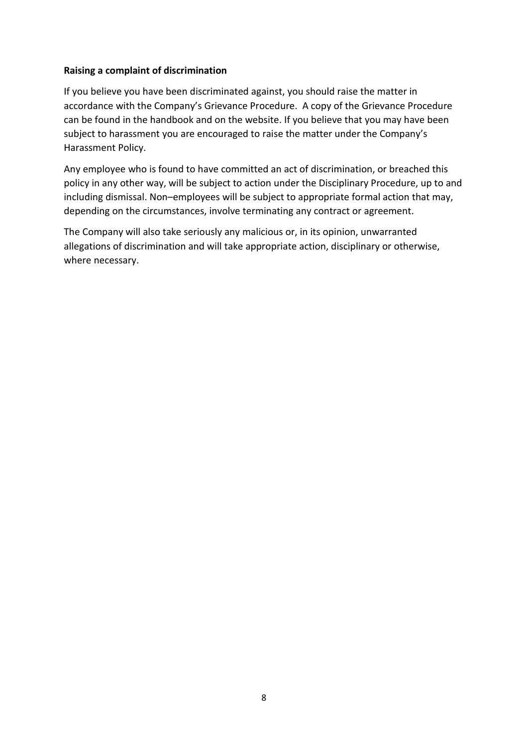**Raising a complaint of discrimination**

If you believe you have been discriminated against, you should raise the matter in accordance with the Company's Grievance Procedure. A copy of the Grievance Procedure can be found in the handbook and on the website. If you believe that you may have been subject to harassment you are encouraged to raise the matter under the Company's Harassment Policy.

Any employee who is found to have committed an act of discrimination, or breached this policy in any other way, will be subject to action under the Disciplinary Procedure, up to and including dismissal. Non–employees will be subject to appropriate formal action that may, depending on the circumstances, involve terminating any contract or agreement.

The Company will also take seriously any malicious or, in its opinion, unwarranted allegations of discrimination and will take appropriate action, disciplinary or otherwise, where necessary.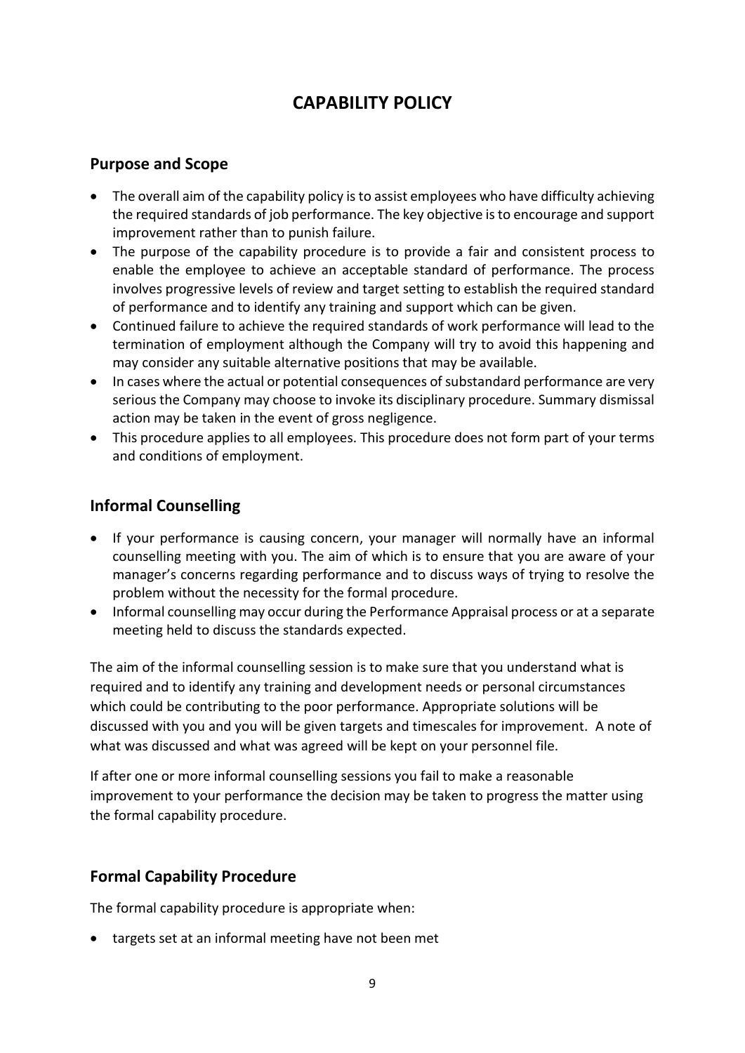# CAPABILITY POLICY

## Purpose and Scope

- The overall aim of the capability policy is to assist employees who have difficulty achieving the required standards of job performance. The key objective is to encourage and support improvement rather than to punish failure.
- The purpose of the capability procedure is to provide a fair and consistent process to enable the employee to achieve an acceptable standard of performance. The process involves progressive levels of review and target setting to establish the required standard of performance and to identify any training and support which can be given.
- Continued failure to achieve the required standards of work performance will lead to the termination of employment although the Company will try to avoid this happening and may consider any suitable alternative positions that may be available.
- In cases where the actual or potential consequences of substandard performance are very serious the Company may choose to invoke its disciplinary procedure. Summary dismissal action may be taken in the event of gross negligence.
- This procedure applies to all employees. This procedure does not form part of your terms and conditions of employment.

## Informal Counselling

- If your performance is causing concern, your manager will normally have an informal counselling meeting with you. The aim of which is to ensure that you are aware of your manager's concerns regarding performance and to discuss ways of trying to resolve the problem without the necessity for the formal procedure.
- Informal counselling may occur during the Performance Appraisal process or at a separate meeting held to discuss the standards expected.

The aim of the informal counselling session is to make sure that you understand what is required and to identify any training and development needs or personal circumstances which could be contributing to the poor performance. Appropriate solutions will be discussed with you and you will be given targets and timescales for improvement. A note of what was discussed and what was agreed will be kept on your personnel file.

If after one or more informal counselling sessions you fail to make a reasonable improvement to your performance the decision may be taken to progress the matter using the formal capability procedure.

## Formal Capability Procedure

The formal capability procedure is appropriate when:

- targets set at an informal meeting have not been met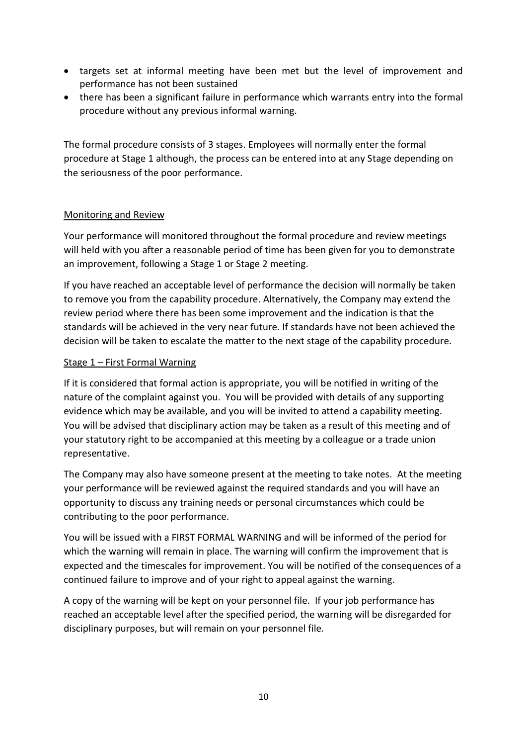- targets set at informal meeting have been met but the level of improvement and performance has not been sustained
- there has been a significant failure in performance which warrants entry into the formal procedure without any previous informal warning.

The formal procedure consists of 3 stages. Employees will normally enter the formal procedure at Stage 1 although, the process can be entered into at any Stage depending on the seriousness of the poor performance.

## Monitoring and Review

Your performance will monitored throughout the formal procedure and review meetings will held with you after a reasonable period of time has been given for you to demonstrate an improvement, following a Stage 1 or Stage 2 meeting.

If you have reached an acceptable level of performance the decision will normally be taken to remove you from the capability procedure. Alternatively, the Company may extend the review period where there has been some improvement and the indication is that the standards will be achieved in the very near future. If standards have not been achieved the decision will be taken to escalate the matter to the next stage of the capability procedure.

## Stage 1 – First Formal Warning

If it is considered that formal action is appropriate, you will be notified in writing of the nature of the complaint against you. You will be provided with details of any supporting evidence which may be available, and you will be invited to attend a capability meeting. You will be advised that disciplinary action may be taken as a result of this meeting and of your statutory right to be accompanied at this meeting by a colleague or a trade union representative.

The Company may also have someone present at the meeting to take notes. At the meeting your performance will be reviewed against the required standards and you will have an opportunity to discuss any training needs or personal circumstances which could be contributing to the poor performance.

You will be issued with a FIRST FORMAL WARNING and will be informed of the period for which the warning will remain in place. The warning will confirm the improvement that is expected and the timescales for improvement. You will be notified of the consequences of a continued failure to improve and of your right to appeal against the warning.

A copy of the warning will be kept on your personnel file. If your job performance has reached an acceptable level after the specified period, the warning will be disregarded for disciplinary purposes, but will remain on your personnel file.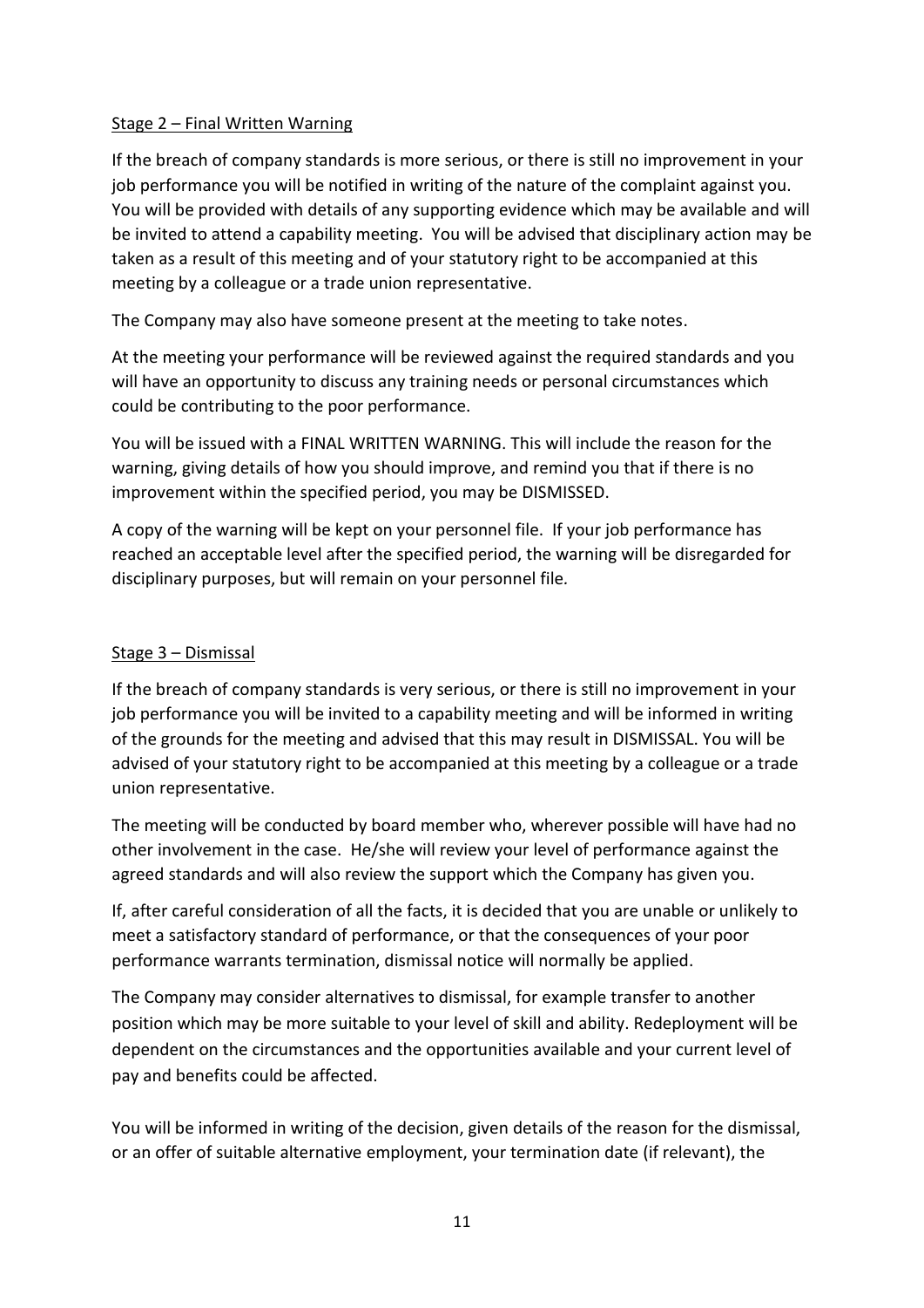Stage 2 – Final Written Warning

If the breach of company standards is more serious, or there is still no improvement in your job performance you will be notified in writing of the nature of the complaint against you. You will be provided with details of any supporting evidence which may be available and will be invited to attend a capability meeting. You will be advised that disciplinary action may be taken as a result of this meeting and of your statutory right to be accompanied at this meeting by a colleague or a trade union representative.

The Company may also have someone present at the meeting to take notes.

At the meeting your performance will be reviewed against the required standards and you will have an opportunity to discuss any training needs or personal circumstances which could be contributing to the poor performance.

You will be issued with a FINAL WRITTEN WARNING. This will include the reason for the warning, giving details of how you should improve, and remind you that if there is no improvement within the specified period, you may be DISMISSED.

A copy of the warning will be kept on your personnel file. If your job performance has reached an acceptable level after the specified period, the warning will be disregarded for disciplinary purposes, but will remain on your personnel file.

Stage 3 – Dismissal

If the breach of company standards is very serious, or there is still no improvement in your job performance you will be invited to a capability meeting and will be informed in writing of the grounds for the meeting and advised that this may result in DISMISSAL. You will be advised of your statutory right to be accompanied at this meeting by a colleague or a trade union representative.

The meeting will be conducted by board member who, wherever possible will have had no other involvement in the case. He/she will review your level of performance against the agreed standards and will also review the support which the Company has given you.

If, after careful consideration of all the facts, it is decided that you are unable or unlikely to meet a satisfactory standard of performance, or that the consequences of your poor performance warrants termination, dismissal notice will normally be applied.

The Company may consider alternatives to dismissal, for example transfer to another position which may be more suitable to your level of skill and ability. Redeployment will be dependent on the circumstances and the opportunities available and your current level of pay and benefits could be affected.

You will be informed in writing of the decision, given details of the reason for the dismissal, or an offer of suitable alternative employment, your termination date (if relevant), the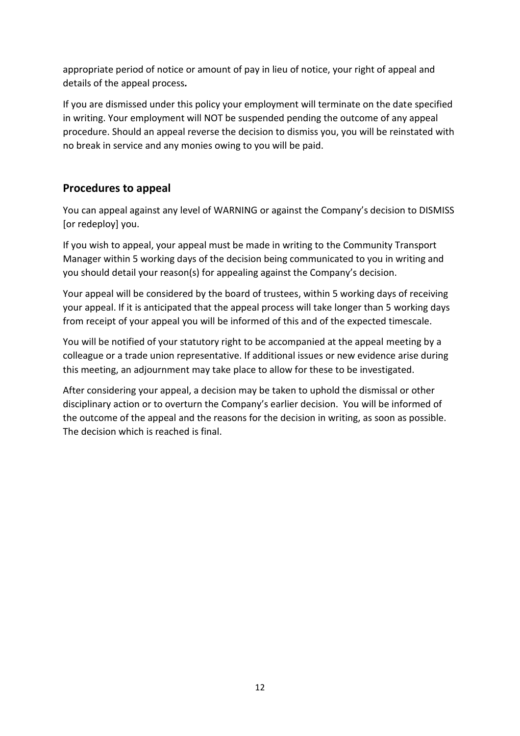appropriate period of notice or amount of pay in lieu of notice, your right of appeal and details of the appeal process***.***

If you are dismissed under this policy your employment will terminate on the date specified in writing. Your employment will NOT be suspended pending the outcome of any appeal procedure. Should an appeal reverse the decision to dismiss you, you will be reinstated with no break in service and any monies owing to you will be paid.

## Procedures to appeal

You can appeal against any level of WARNING or against the Company's decision to DISMISS [or redeploy] you.

If you wish to appeal, your appeal must be made in writing to the Community Transport Manager within 5 working days of the decision being communicated to you in writing and you should detail your reason(s) for appealing against the Company's decision.

Your appeal will be considered by the board of trustees, within 5 working days of receiving your appeal. If it is anticipated that the appeal process will take longer than 5 working days from receipt of your appeal you will be informed of this and of the expected timescale.

You will be notified of your statutory right to be accompanied at the appeal meeting by a colleague or a trade union representative. If additional issues or new evidence arise during this meeting, an adjournment may take place to allow for these to be investigated.

After considering your appeal, a decision may be taken to uphold the dismissal or other disciplinary action or to overturn the Company's earlier decision. You will be informed of the outcome of the appeal and the reasons for the decision in writing, as soon as possible. The decision which is reached is final.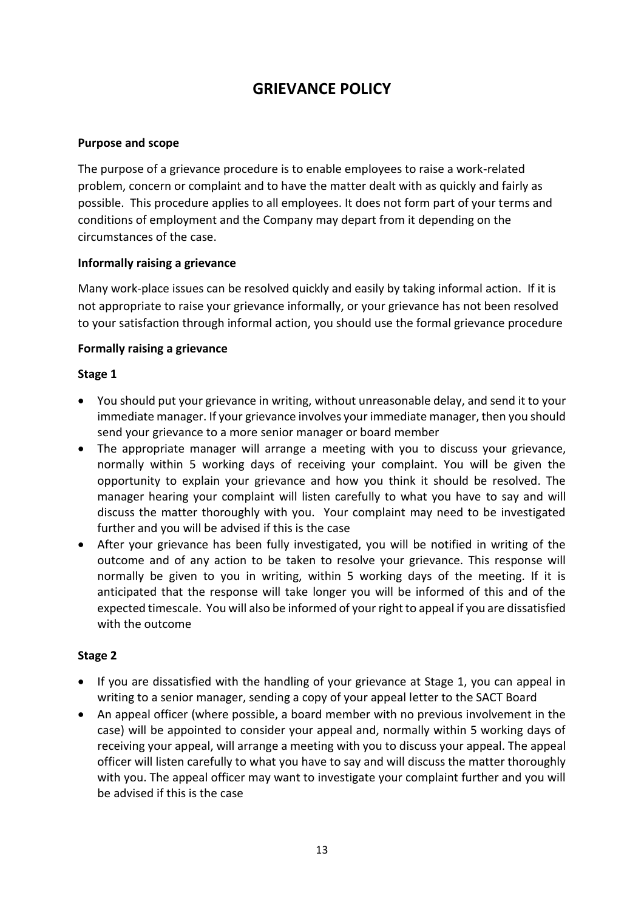# GRIEVANCE POLICY

**Purpose and scope**

The purpose of a grievance procedure is to enable employees to raise a work-related problem, concern or complaint and to have the matter dealt with as quickly and fairly as possible. This procedure applies to all employees. It does not form part of your terms and conditions of employment and the Company may depart from it depending on the circumstances of the case.

**Informally raising a grievance**

Many work-place issues can be resolved quickly and easily by taking informal action. If it is not appropriate to raise your grievance informally, or your grievance has not been resolved to your satisfaction through informal action, you should use the formal grievance procedure

**Formally raising a grievance**

**Stage 1**

- You should put your grievance in writing, without unreasonable delay, and send it to your immediate manager. If your grievance involves your immediate manager, then you should send your grievance to a more senior manager or board member
- The appropriate manager will arrange a meeting with you to discuss your grievance, normally within 5 working days of receiving your complaint. You will be given the opportunity to explain your grievance and how you think it should be resolved. The manager hearing your complaint will listen carefully to what you have to say and will discuss the matter thoroughly with you. Your complaint may need to be investigated further and you will be advised if this is the case
- After your grievance has been fully investigated, you will be notified in writing of the outcome and of any action to be taken to resolve your grievance. This response will normally be given to you in writing, within 5 working days of the meeting. If it is anticipated that the response will take longer you will be informed of this and of the expected timescale. You will also be informed of your right to appeal if you are dissatisfied with the outcome

**Stage 2**

- If you are dissatisfied with the handling of your grievance at Stage 1, you can appeal in writing to a senior manager, sending a copy of your appeal letter to the SACT Board
- An appeal officer (where possible, a board member with no previous involvement in the case) will be appointed to consider your appeal and, normally within 5 working days of receiving your appeal, will arrange a meeting with you to discuss your appeal. The appeal officer will listen carefully to what you have to say and will discuss the matter thoroughly with you. The appeal officer may want to investigate your complaint further and you will be advised if this is the case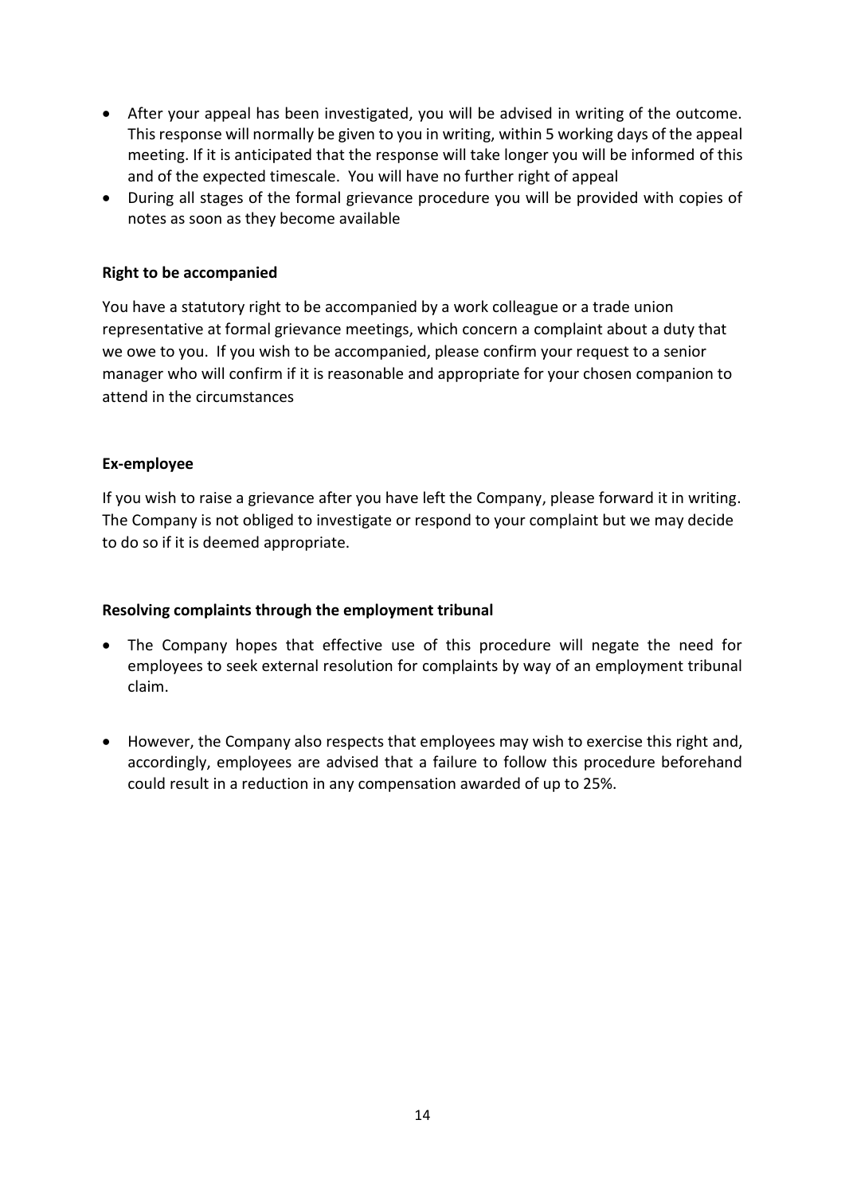- After your appeal has been investigated, you will be advised in writing of the outcome. This response will normally be given to you in writing, within 5 working days of the appeal meeting. If it is anticipated that the response will take longer you will be informed of this and of the expected timescale. You will have no further right of appeal
- During all stages of the formal grievance procedure you will be provided with copies of notes as soon as they become available

**Right to be accompanied**

You have a statutory right to be accompanied by a work colleague or a trade union representative at formal grievance meetings, which concern a complaint about a duty that we owe to you. If you wish to be accompanied, please confirm your request to a senior manager who will confirm if it is reasonable and appropriate for your chosen companion to attend in the circumstances

**Ex-employee**

If you wish to raise a grievance after you have left the Company, please forward it in writing. The Company is not obliged to investigate or respond to your complaint but we may decide to do so if it is deemed appropriate.

**Resolving complaints through the employment tribunal**

- The Company hopes that effective use of this procedure will negate the need for employees to seek external resolution for complaints by way of an employment tribunal claim.

- However, the Company also respects that employees may wish to exercise this right and, accordingly, employees are advised that a failure to follow this procedure beforehand could result in a reduction in any compensation awarded of up to 25%.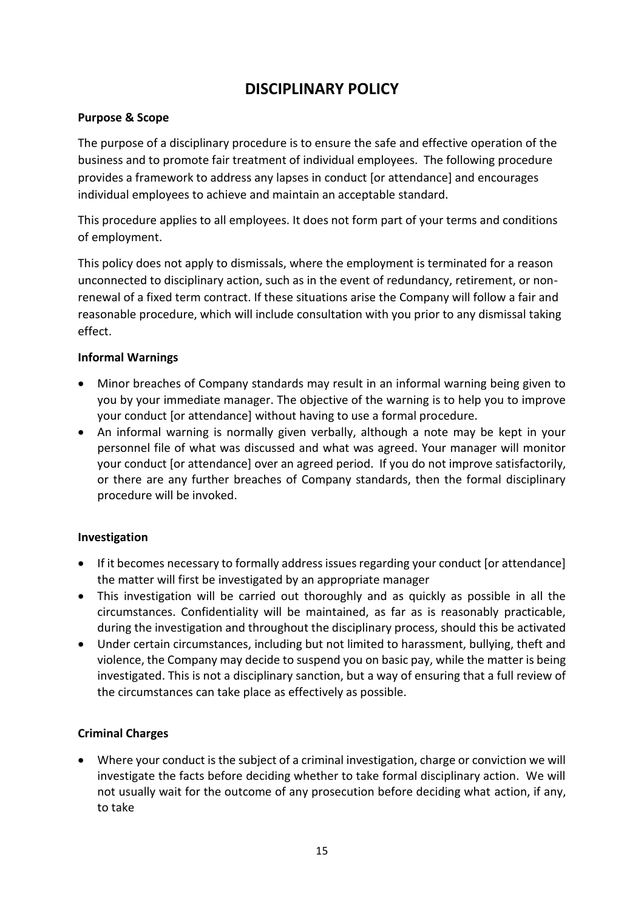# DISCIPLINARY POLICY

**Purpose & Scope**

The purpose of a disciplinary procedure is to ensure the safe and effective operation of the business and to promote fair treatment of individual employees. The following procedure provides a framework to address any lapses in conduct [or attendance] and encourages individual employees to achieve and maintain an acceptable standard.

This procedure applies to all employees. It does not form part of your terms and conditions of employment.

This policy does not apply to dismissals, where the employment is terminated for a reason unconnected to disciplinary action, such as in the event of redundancy, retirement, or non-renewal of a fixed term contract. If these situations arise the Company will follow a fair and reasonable procedure, which will include consultation with you prior to any dismissal taking effect.

**Informal Warnings**

- Minor breaches of Company standards may result in an informal warning being given to you by your immediate manager. The objective of the warning is to help you to improve your conduct [or attendance] without having to use a formal procedure.
- An informal warning is normally given verbally, although a note may be kept in your personnel file of what was discussed and what was agreed. Your manager will monitor your conduct [or attendance] over an agreed period. If you do not improve satisfactorily, or there are any further breaches of Company standards, then the formal disciplinary procedure will be invoked.

**Investigation**

- If it becomes necessary to formally address issues regarding your conduct [or attendance] the matter will first be investigated by an appropriate manager
- This investigation will be carried out thoroughly and as quickly as possible in all the circumstances. Confidentiality will be maintained, as far as is reasonably practicable, during the investigation and throughout the disciplinary process, should this be activated
- Under certain circumstances, including but not limited to harassment, bullying, theft and violence, the Company may decide to suspend you on basic pay, while the matter is being investigated. This is not a disciplinary sanction, but a way of ensuring that a full review of the circumstances can take place as effectively as possible.

**Criminal Charges**

- Where your conduct is the subject of a criminal investigation, charge or conviction we will investigate the facts before deciding whether to take formal disciplinary action. We will not usually wait for the outcome of any prosecution before deciding what action, if any, to take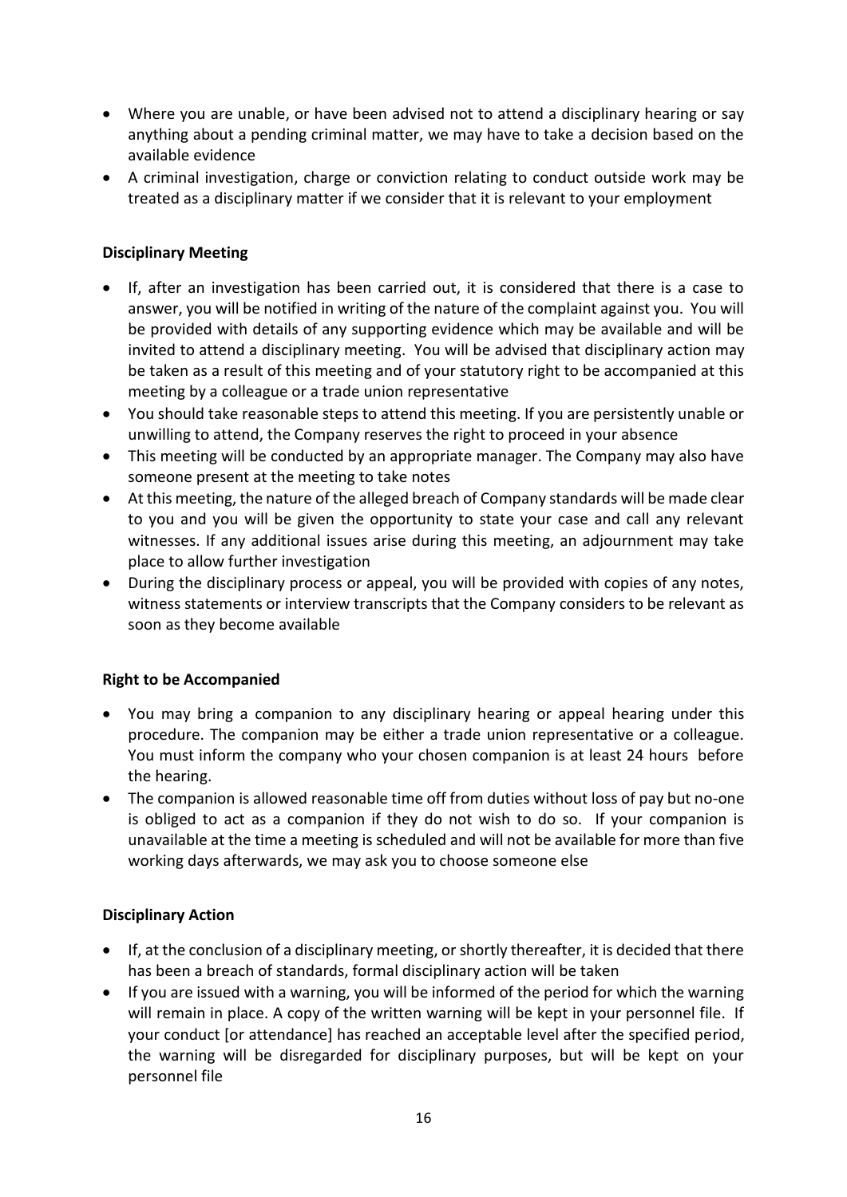- Where you are unable, or have been advised not to attend a disciplinary hearing or say anything about a pending criminal matter, we may have to take a decision based on the available evidence
- A criminal investigation, charge or conviction relating to conduct outside work may be treated as a disciplinary matter if we consider that it is relevant to your employment

**Disciplinary Meeting**

- If, after an investigation has been carried out, it is considered that there is a case to answer, you will be notified in writing of the nature of the complaint against you. You will be provided with details of any supporting evidence which may be available and will be invited to attend a disciplinary meeting. You will be advised that disciplinary action may be taken as a result of this meeting and of your statutory right to be accompanied at this meeting by a colleague or a trade union representative
- You should take reasonable steps to attend this meeting. If you are persistently unable or unwilling to attend, the Company reserves the right to proceed in your absence
- This meeting will be conducted by an appropriate manager. The Company may also have someone present at the meeting to take notes
- At this meeting, the nature of the alleged breach of Company standards will be made clear to you and you will be given the opportunity to state your case and call any relevant witnesses. If any additional issues arise during this meeting, an adjournment may take place to allow further investigation
- During the disciplinary process or appeal, you will be provided with copies of any notes, witness statements or interview transcripts that the Company considers to be relevant as soon as they become available

**Right to be Accompanied**

- You may bring a companion to any disciplinary hearing or appeal hearing under this procedure. The companion may be either a trade union representative or a colleague. You must inform the company who your chosen companion is at least 24 hours before the hearing.
- The companion is allowed reasonable time off from duties without loss of pay but no-one is obliged to act as a companion if they do not wish to do so. If your companion is unavailable at the time a meeting is scheduled and will not be available for more than five working days afterwards, we may ask you to choose someone else

**Disciplinary Action**

- If, at the conclusion of a disciplinary meeting, or shortly thereafter, it is decided that there has been a breach of standards, formal disciplinary action will be taken
- If you are issued with a warning, you will be informed of the period for which the warning will remain in place. A copy of the written warning will be kept in your personnel file. If your conduct [or attendance] has reached an acceptable level after the specified period, the warning will be disregarded for disciplinary purposes, but will be kept on your personnel file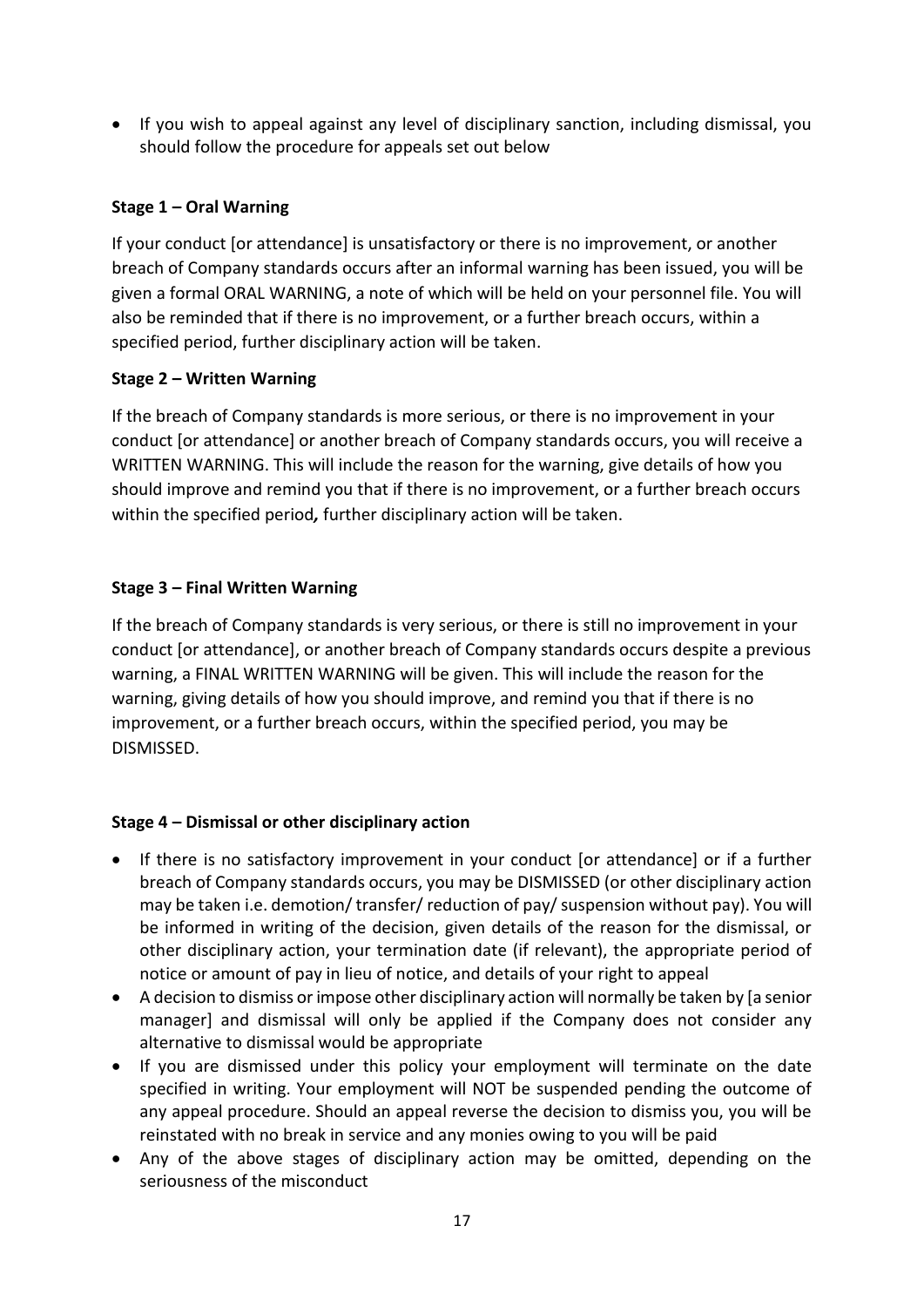- If you wish to appeal against any level of disciplinary sanction, including dismissal, you should follow the procedure for appeals set out below

**Stage 1 – Oral Warning**

If your conduct [or attendance] is unsatisfactory or there is no improvement, or another breach of Company standards occurs after an informal warning has been issued, you will be given a formal ORAL WARNING, a note of which will be held on your personnel file. You will also be reminded that if there is no improvement, or a further breach occurs, within a specified period, further disciplinary action will be taken.

**Stage 2 – Written Warning**

If the breach of Company standards is more serious, or there is no improvement in your conduct [or attendance] or another breach of Company standards occurs, you will receive a WRITTEN WARNING. This will include the reason for the warning, give details of how you should improve and remind you that if there is no improvement, or a further breach occurs within the specified period*,* further disciplinary action will be taken.

**Stage 3 – Final Written Warning**

If the breach of Company standards is very serious, or there is still no improvement in your conduct [or attendance], or another breach of Company standards occurs despite a previous warning, a FINAL WRITTEN WARNING will be given. This will include the reason for the warning, giving details of how you should improve, and remind you that if there is no improvement, or a further breach occurs, within the specified period, you may be DISMISSED.

**Stage 4 – Dismissal or other disciplinary action**

- If there is no satisfactory improvement in your conduct [or attendance] or if a further breach of Company standards occurs, you may be DISMISSED (or other disciplinary action may be taken i.e. demotion/ transfer/ reduction of pay/ suspension without pay). You will be informed in writing of the decision, given details of the reason for the dismissal, or other disciplinary action, your termination date (if relevant), the appropriate period of notice or amount of pay in lieu of notice, and details of your right to appeal
- A decision to dismiss or impose other disciplinary action will normally be taken by [a senior manager] and dismissal will only be applied if the Company does not consider any alternative to dismissal would be appropriate
- If you are dismissed under this policy your employment will terminate on the date specified in writing. Your employment will NOT be suspended pending the outcome of any appeal procedure. Should an appeal reverse the decision to dismiss you, you will be reinstated with no break in service and any monies owing to you will be paid
- Any of the above stages of disciplinary action may be omitted, depending on the seriousness of the misconduct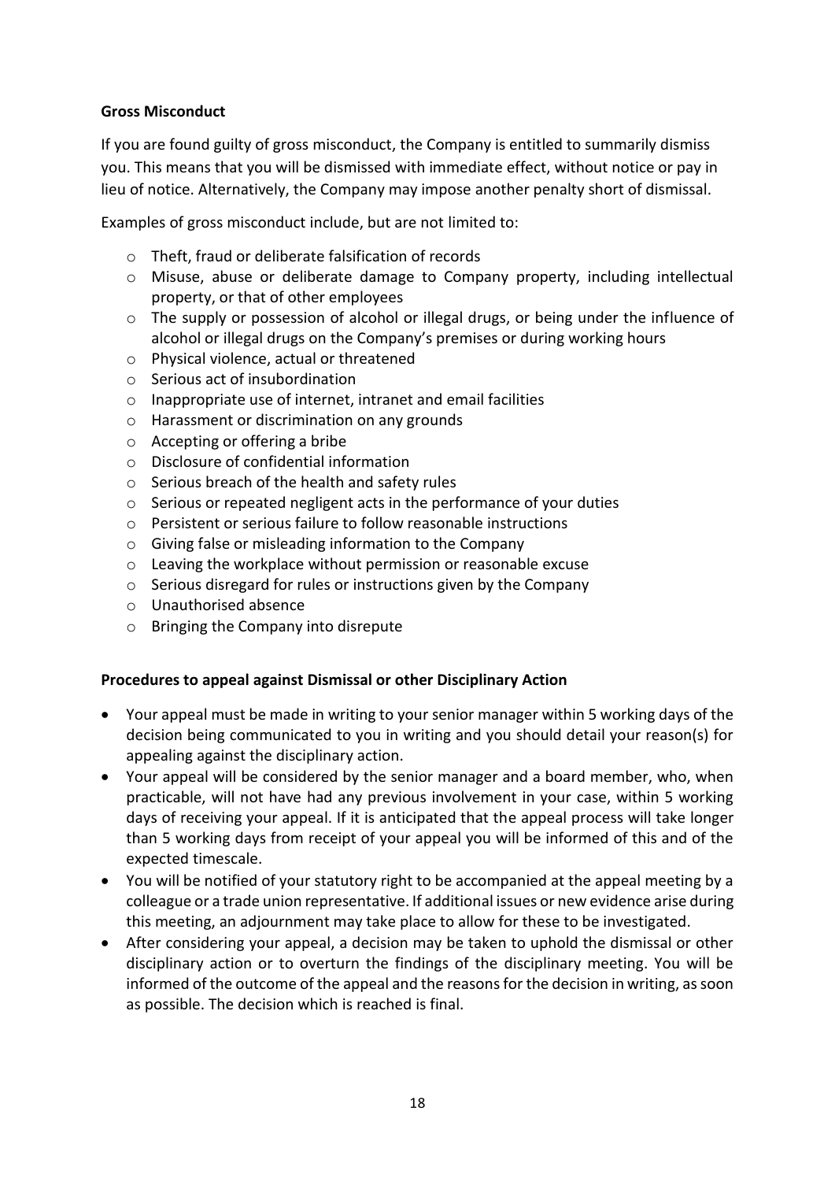**Gross Misconduct**

If you are found guilty of gross misconduct, the Company is entitled to summarily dismiss you. This means that you will be dismissed with immediate effect, without notice or pay in lieu of notice. Alternatively, the Company may impose another penalty short of dismissal.

Examples of gross misconduct include, but are not limited to:

- Theft, fraud or deliberate falsification of records
- Misuse, abuse or deliberate damage to Company property, including intellectual property, or that of other employees
- The supply or possession of alcohol or illegal drugs, or being under the influence of alcohol or illegal drugs on the Company's premises or during working hours
- Physical violence, actual or threatened
- Serious act of insubordination
- Inappropriate use of internet, intranet and email facilities
- Harassment or discrimination on any grounds
- Accepting or offering a bribe
- Disclosure of confidential information
- Serious breach of the health and safety rules
- Serious or repeated negligent acts in the performance of your duties
- Persistent or serious failure to follow reasonable instructions
- Giving false or misleading information to the Company
- Leaving the workplace without permission or reasonable excuse
- Serious disregard for rules or instructions given by the Company
- Unauthorised absence
- Bringing the Company into disrepute

**Procedures to appeal against Dismissal or other Disciplinary Action**

- Your appeal must be made in writing to your senior manager within 5 working days of the decision being communicated to you in writing and you should detail your reason(s) for appealing against the disciplinary action.
- Your appeal will be considered by the senior manager and a board member, who, when practicable, will not have had any previous involvement in your case, within 5 working days of receiving your appeal. If it is anticipated that the appeal process will take longer than 5 working days from receipt of your appeal you will be informed of this and of the expected timescale.
- You will be notified of your statutory right to be accompanied at the appeal meeting by a colleague or a trade union representative. If additional issues or new evidence arise during this meeting, an adjournment may take place to allow for these to be investigated.
- After considering your appeal, a decision may be taken to uphold the dismissal or other disciplinary action or to overturn the findings of the disciplinary meeting. You will be informed of the outcome of the appeal and the reasons for the decision in writing, as soon as possible. The decision which is reached is final.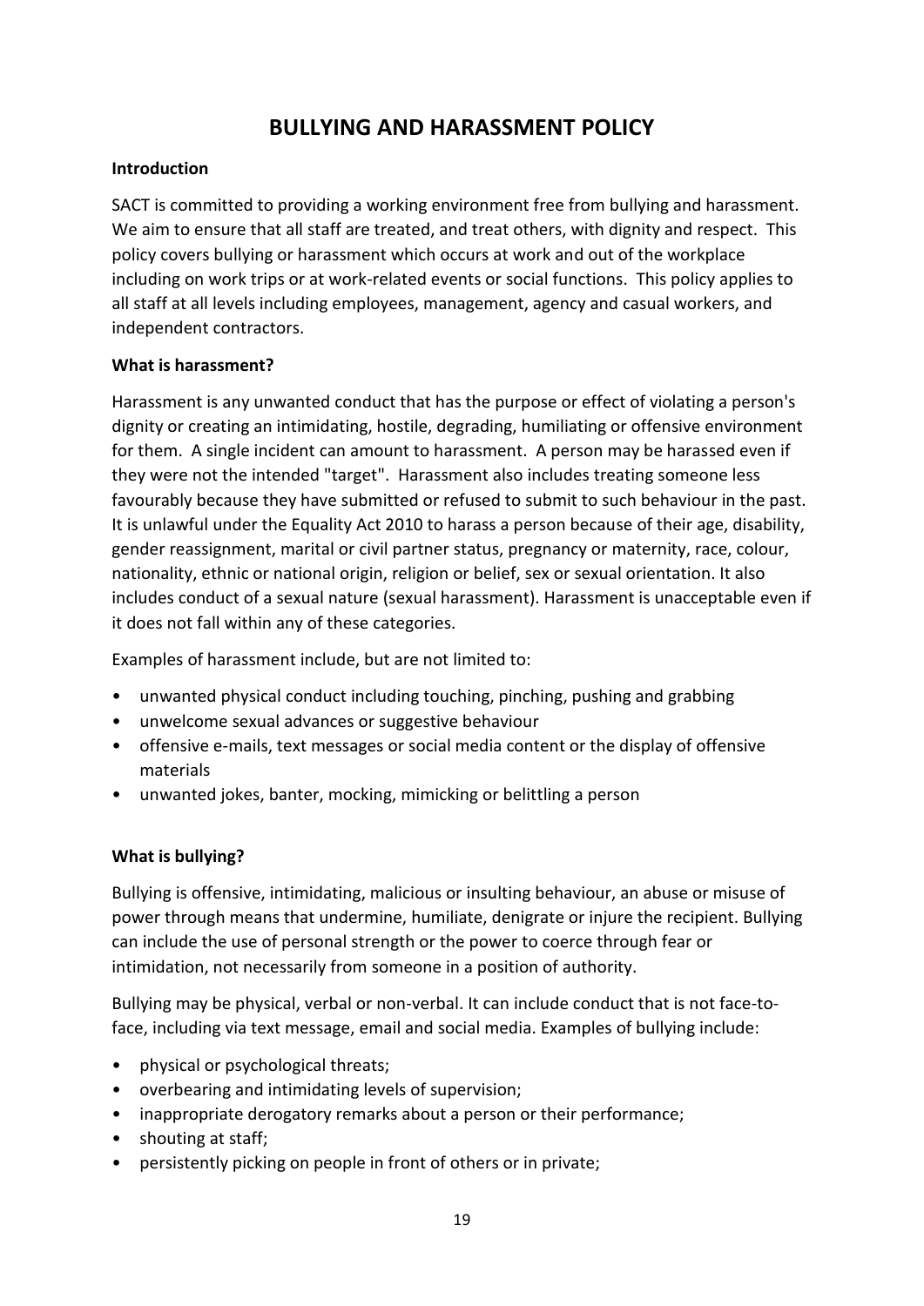# BULLYING AND HARASSMENT POLICY

**Introduction**

SACT is committed to providing a working environment free from bullying and harassment. We aim to ensure that all staff are treated, and treat others, with dignity and respect. This policy covers bullying or harassment which occurs at work and out of the workplace including on work trips or at work-related events or social functions. This policy applies to all staff at all levels including employees, management, agency and casual workers, and independent contractors.

**What is harassment?**

Harassment is any unwanted conduct that has the purpose or effect of violating a person's dignity or creating an intimidating, hostile, degrading, humiliating or offensive environment for them. A single incident can amount to harassment. A person may be harassed even if they were not the intended "target". Harassment also includes treating someone less favourably because they have submitted or refused to submit to such behaviour in the past. It is unlawful under the Equality Act 2010 to harass a person because of their age, disability, gender reassignment, marital or civil partner status, pregnancy or maternity, race, colour, nationality, ethnic or national origin, religion or belief, sex or sexual orientation. It also includes conduct of a sexual nature (sexual harassment). Harassment is unacceptable even if it does not fall within any of these categories.

Examples of harassment include, but are not limited to:

- unwanted physical conduct including touching, pinching, pushing and grabbing
- unwelcome sexual advances or suggestive behaviour
- offensive e-mails, text messages or social media content or the display of offensive materials
- unwanted jokes, banter, mocking, mimicking or belittling a person

**What is bullying?**

Bullying is offensive, intimidating, malicious or insulting behaviour, an abuse or misuse of power through means that undermine, humiliate, denigrate or injure the recipient. Bullying can include the use of personal strength or the power to coerce through fear or intimidation, not necessarily from someone in a position of authority.

Bullying may be physical, verbal or non-verbal. It can include conduct that is not face-to-face, including via text message, email and social media. Examples of bullying include:

- physical or psychological threats;
- overbearing and intimidating levels of supervision;
- inappropriate derogatory remarks about a person or their performance;
- shouting at staff;
- persistently picking on people in front of others or in private;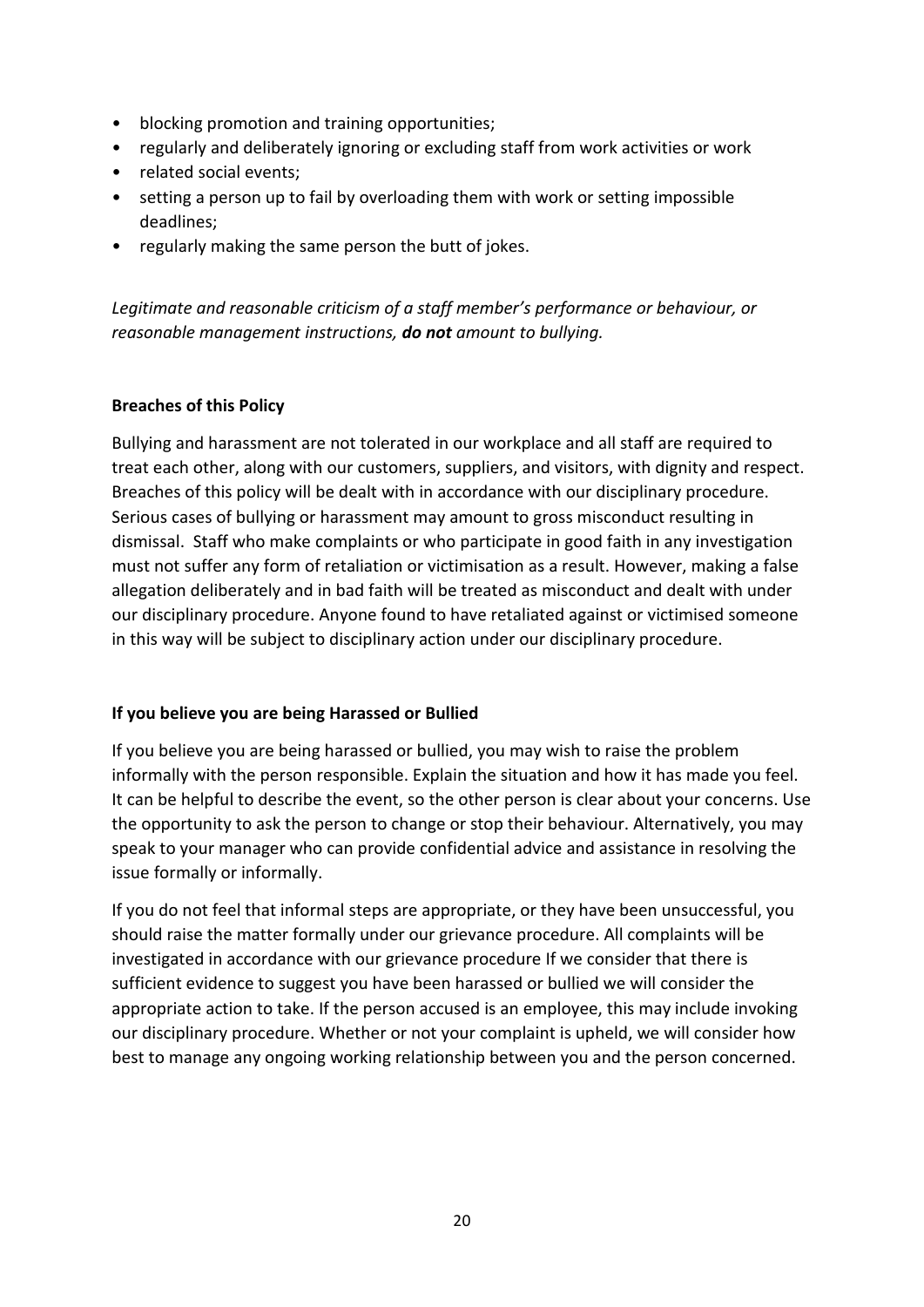- blocking promotion and training opportunities;
- regularly and deliberately ignoring or excluding staff from work activities or work
- related social events;
- setting a person up to fail by overloading them with work or setting impossible deadlines;
- regularly making the same person the butt of jokes.

*Legitimate and reasonable criticism of a staff member's performance or behaviour, or reasonable management instructions, **do not** amount to bullying.*

**Breaches of this Policy**

Bullying and harassment are not tolerated in our workplace and all staff are required to treat each other, along with our customers, suppliers, and visitors, with dignity and respect. Breaches of this policy will be dealt with in accordance with our disciplinary procedure. Serious cases of bullying or harassment may amount to gross misconduct resulting in dismissal. Staff who make complaints or who participate in good faith in any investigation must not suffer any form of retaliation or victimisation as a result. However, making a false allegation deliberately and in bad faith will be treated as misconduct and dealt with under our disciplinary procedure. Anyone found to have retaliated against or victimised someone in this way will be subject to disciplinary action under our disciplinary procedure.

**If you believe you are being Harassed or Bullied**

If you believe you are being harassed or bullied, you may wish to raise the problem informally with the person responsible. Explain the situation and how it has made you feel. It can be helpful to describe the event, so the other person is clear about your concerns. Use the opportunity to ask the person to change or stop their behaviour. Alternatively, you may speak to your manager who can provide confidential advice and assistance in resolving the issue formally or informally.

If you do not feel that informal steps are appropriate, or they have been unsuccessful, you should raise the matter formally under our grievance procedure. All complaints will be investigated in accordance with our grievance procedure If we consider that there is sufficient evidence to suggest you have been harassed or bullied we will consider the appropriate action to take. If the person accused is an employee, this may include invoking our disciplinary procedure. Whether or not your complaint is upheld, we will consider how best to manage any ongoing working relationship between you and the person concerned.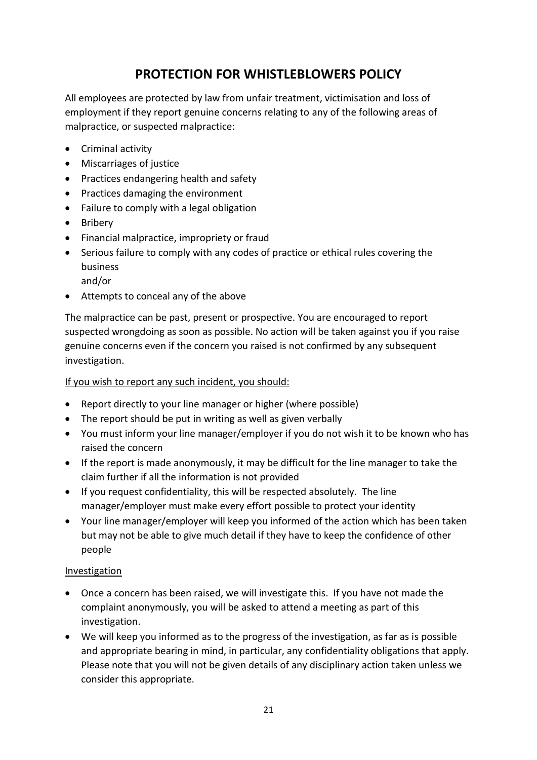# PROTECTION FOR WHISTLEBLOWERS POLICY

All employees are protected by law from unfair treatment, victimisation and loss of employment if they report genuine concerns relating to any of the following areas of malpractice, or suspected malpractice:

- Criminal activity
- Miscarriages of justice
- Practices endangering health and safety
- Practices damaging the environment
- Failure to comply with a legal obligation
- Bribery
- Financial malpractice, impropriety or fraud
- Serious failure to comply with any codes of practice or ethical rules covering the business
  and/or
- Attempts to conceal any of the above

The malpractice can be past, present or prospective. You are encouraged to report suspected wrongdoing as soon as possible. No action will be taken against you if you raise genuine concerns even if the concern you raised is not confirmed by any subsequent investigation.

<u>If you wish to report any such incident, you should:</u>

- Report directly to your line manager or higher (where possible)
- The report should be put in writing as well as given verbally
- You must inform your line manager/employer if you do not wish it to be known who has raised the concern
- If the report is made anonymously, it may be difficult for the line manager to take the claim further if all the information is not provided
- If you request confidentiality, this will be respected absolutely. The line manager/employer must make every effort possible to protect your identity
- Your line manager/employer will keep you informed of the action which has been taken but may not be able to give much detail if they have to keep the confidence of other people

<u>Investigation</u>

- Once a concern has been raised, we will investigate this. If you have not made the complaint anonymously, you will be asked to attend a meeting as part of this investigation.
- We will keep you informed as to the progress of the investigation, as far as is possible and appropriate bearing in mind, in particular, any confidentiality obligations that apply. Please note that you will not be given details of any disciplinary action taken unless we consider this appropriate.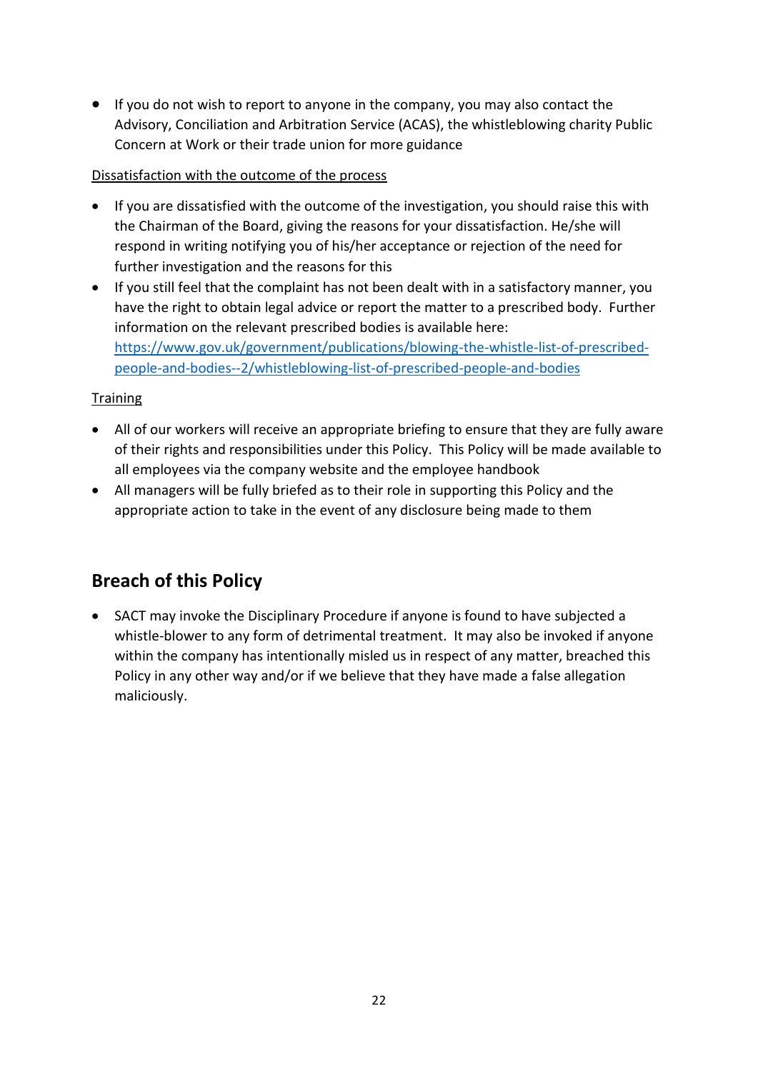- If you do not wish to report to anyone in the company, you may also contact the Advisory, Conciliation and Arbitration Service (ACAS), the whistleblowing charity Public Concern at Work or their trade union for more guidance

<u>Dissatisfaction with the outcome of the process</u>

- If you are dissatisfied with the outcome of the investigation, you should raise this with the Chairman of the Board, giving the reasons for your dissatisfaction. He/she will respond in writing notifying you of his/her acceptance or rejection of the need for further investigation and the reasons for this
- If you still feel that the complaint has not been dealt with in a satisfactory manner, you have the right to obtain legal advice or report the matter to a prescribed body. Further information on the relevant prescribed bodies is available here: [https://www.gov.uk/government/publications/blowing-the-whistle-list-of-prescribed-people-and-bodies--2/whistleblowing-list-of-prescribed-people-and-bodies](https://www.gov.uk/government/publications/blowing-the-whistle-list-of-prescribed-people-and-bodies--2/whistleblowing-list-of-prescribed-people-and-bodies)

<u>Training</u>

- All of our workers will receive an appropriate briefing to ensure that they are fully aware of their rights and responsibilities under this Policy. This Policy will be made available to all employees via the company website and the employee handbook
- All managers will be fully briefed as to their role in supporting this Policy and the appropriate action to take in the event of any disclosure being made to them

## Breach of this Policy

- SACT may invoke the Disciplinary Procedure if anyone is found to have subjected a whistle-blower to any form of detrimental treatment. It may also be invoked if anyone within the company has intentionally misled us in respect of any matter, breached this Policy in any other way and/or if we believe that they have made a false allegation maliciously.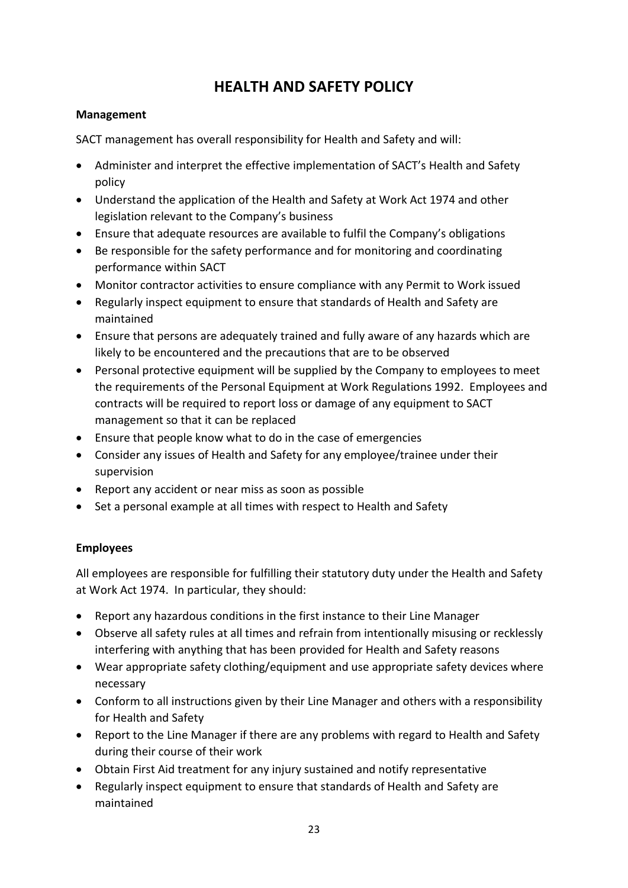# HEALTH AND SAFETY POLICY

**Management**

SACT management has overall responsibility for Health and Safety and will:

- Administer and interpret the effective implementation of SACT's Health and Safety policy
- Understand the application of the Health and Safety at Work Act 1974 and other legislation relevant to the Company's business
- Ensure that adequate resources are available to fulfil the Company's obligations
- Be responsible for the safety performance and for monitoring and coordinating performance within SACT
- Monitor contractor activities to ensure compliance with any Permit to Work issued
- Regularly inspect equipment to ensure that standards of Health and Safety are maintained
- Ensure that persons are adequately trained and fully aware of any hazards which are likely to be encountered and the precautions that are to be observed
- Personal protective equipment will be supplied by the Company to employees to meet the requirements of the Personal Equipment at Work Regulations 1992. Employees and contracts will be required to report loss or damage of any equipment to SACT management so that it can be replaced
- Ensure that people know what to do in the case of emergencies
- Consider any issues of Health and Safety for any employee/trainee under their supervision
- Report any accident or near miss as soon as possible
- Set a personal example at all times with respect to Health and Safety

**Employees**

All employees are responsible for fulfilling their statutory duty under the Health and Safety at Work Act 1974. In particular, they should:

- Report any hazardous conditions in the first instance to their Line Manager
- Observe all safety rules at all times and refrain from intentionally misusing or recklessly interfering with anything that has been provided for Health and Safety reasons
- Wear appropriate safety clothing/equipment and use appropriate safety devices where necessary
- Conform to all instructions given by their Line Manager and others with a responsibility for Health and Safety
- Report to the Line Manager if there are any problems with regard to Health and Safety during their course of their work
- Obtain First Aid treatment for any injury sustained and notify representative
- Regularly inspect equipment to ensure that standards of Health and Safety are maintained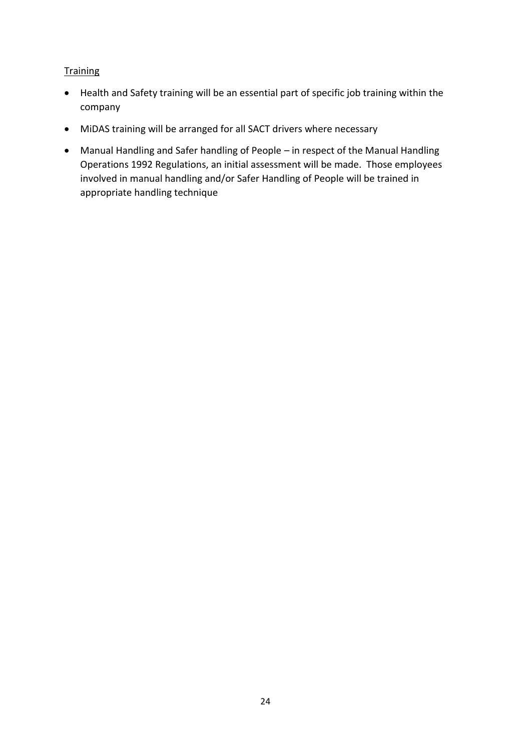Training

- Health and Safety training will be an essential part of specific job training within the company
- MiDAS training will be arranged for all SACT drivers where necessary
- Manual Handling and Safer handling of People – in respect of the Manual Handling Operations 1992 Regulations, an initial assessment will be made. Those employees involved in manual handling and/or Safer Handling of People will be trained in appropriate handling technique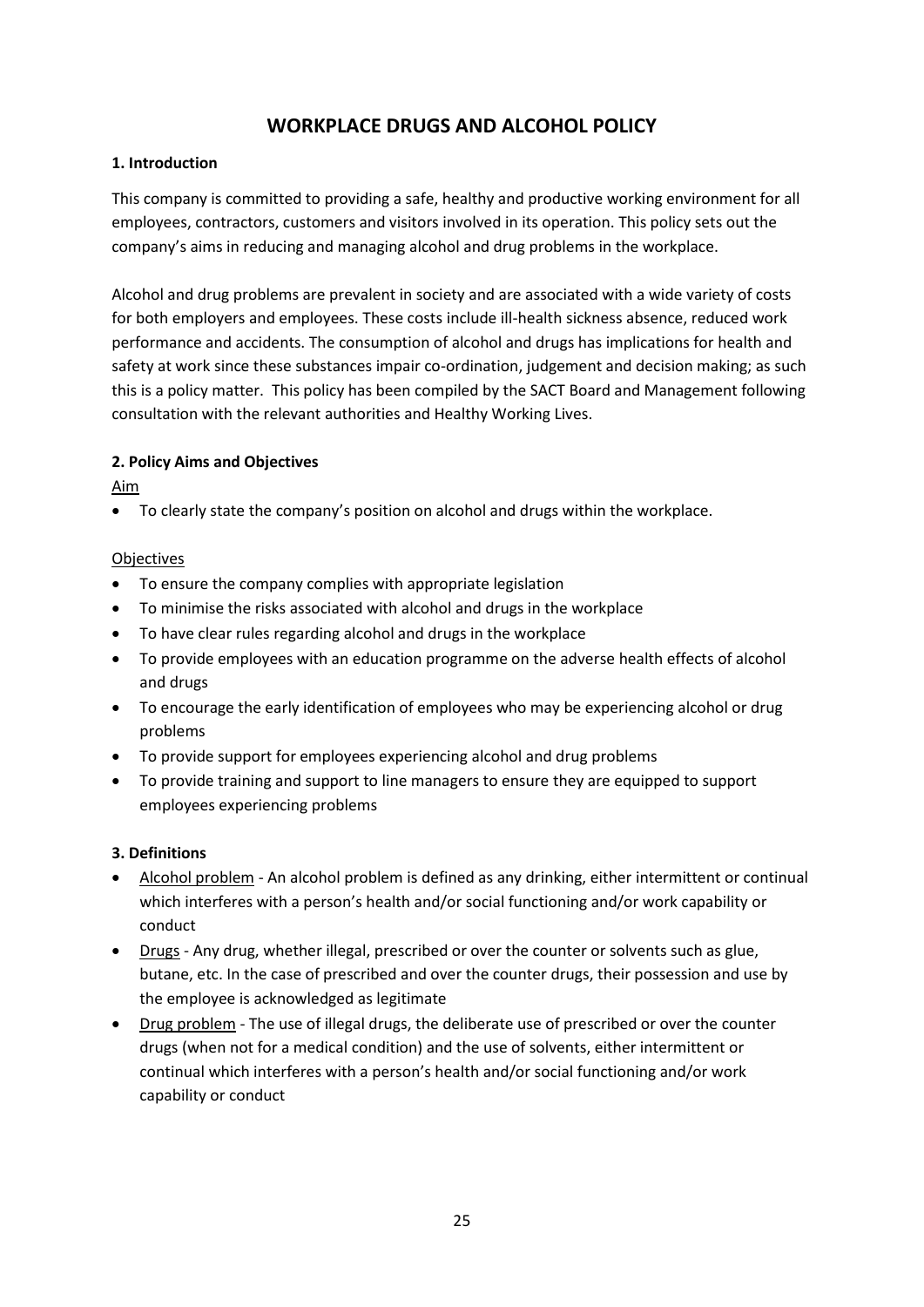# WORKPLACE DRUGS AND ALCOHOL POLICY

**1. Introduction**

This company is committed to providing a safe, healthy and productive working environment for all employees, contractors, customers and visitors involved in its operation. This policy sets out the company's aims in reducing and managing alcohol and drug problems in the workplace.

Alcohol and drug problems are prevalent in society and are associated with a wide variety of costs for both employers and employees. These costs include ill-health sickness absence, reduced work performance and accidents. The consumption of alcohol and drugs has implications for health and safety at work since these substances impair co-ordination, judgement and decision making; as such this is a policy matter. This policy has been compiled by the SACT Board and Management following consultation with the relevant authorities and Healthy Working Lives.

**2. Policy Aims and Objectives**

Aim

- To clearly state the company's position on alcohol and drugs within the workplace.

Objectives

- To ensure the company complies with appropriate legislation
- To minimise the risks associated with alcohol and drugs in the workplace
- To have clear rules regarding alcohol and drugs in the workplace
- To provide employees with an education programme on the adverse health effects of alcohol and drugs
- To encourage the early identification of employees who may be experiencing alcohol or drug problems
- To provide support for employees experiencing alcohol and drug problems
- To provide training and support to line managers to ensure they are equipped to support employees experiencing problems

**3. Definitions**

- Alcohol problem - An alcohol problem is defined as any drinking, either intermittent or continual which interferes with a person's health and/or social functioning and/or work capability or conduct
- Drugs - Any drug, whether illegal, prescribed or over the counter or solvents such as glue, butane, etc. In the case of prescribed and over the counter drugs, their possession and use by the employee is acknowledged as legitimate
- Drug problem - The use of illegal drugs, the deliberate use of prescribed or over the counter drugs (when not for a medical condition) and the use of solvents, either intermittent or continual which interferes with a person's health and/or social functioning and/or work capability or conduct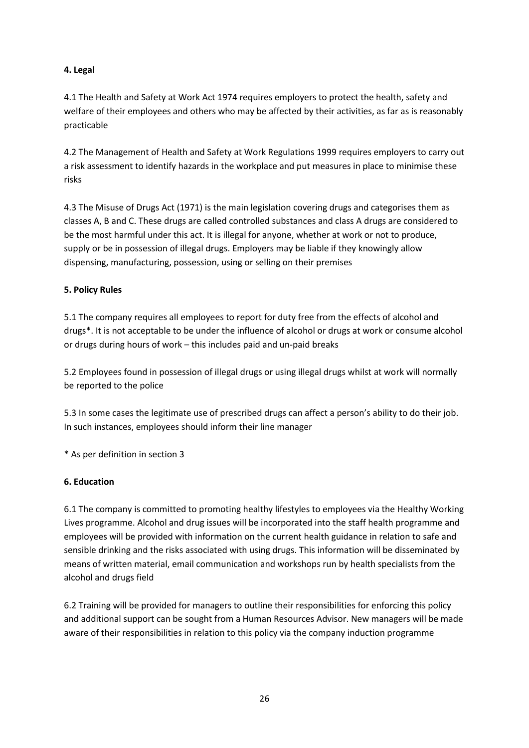**4. Legal**

4.1 The Health and Safety at Work Act 1974 requires employers to protect the health, safety and welfare of their employees and others who may be affected by their activities, as far as is reasonably practicable

4.2 The Management of Health and Safety at Work Regulations 1999 requires employers to carry out a risk assessment to identify hazards in the workplace and put measures in place to minimise these risks

4.3 The Misuse of Drugs Act (1971) is the main legislation covering drugs and categorises them as classes A, B and C. These drugs are called controlled substances and class A drugs are considered to be the most harmful under this act. It is illegal for anyone, whether at work or not to produce, supply or be in possession of illegal drugs. Employers may be liable if they knowingly allow dispensing, manufacturing, possession, using or selling on their premises

**5. Policy Rules**

5.1 The company requires all employees to report for duty free from the effects of alcohol and drugs*. It is not acceptable to be under the influence of alcohol or drugs at work or consume alcohol or drugs during hours of work – this includes paid and un-paid breaks

5.2 Employees found in possession of illegal drugs or using illegal drugs whilst at work will normally be reported to the police

5.3 In some cases the legitimate use of prescribed drugs can affect a person's ability to do their job. In such instances, employees should inform their line manager

* As per definition in section 3

**6. Education**

6.1 The company is committed to promoting healthy lifestyles to employees via the Healthy Working Lives programme. Alcohol and drug issues will be incorporated into the staff health programme and employees will be provided with information on the current health guidance in relation to safe and sensible drinking and the risks associated with using drugs. This information will be disseminated by means of written material, email communication and workshops run by health specialists from the alcohol and drugs field

6.2 Training will be provided for managers to outline their responsibilities for enforcing this policy and additional support can be sought from a Human Resources Advisor. New managers will be made aware of their responsibilities in relation to this policy via the company induction programme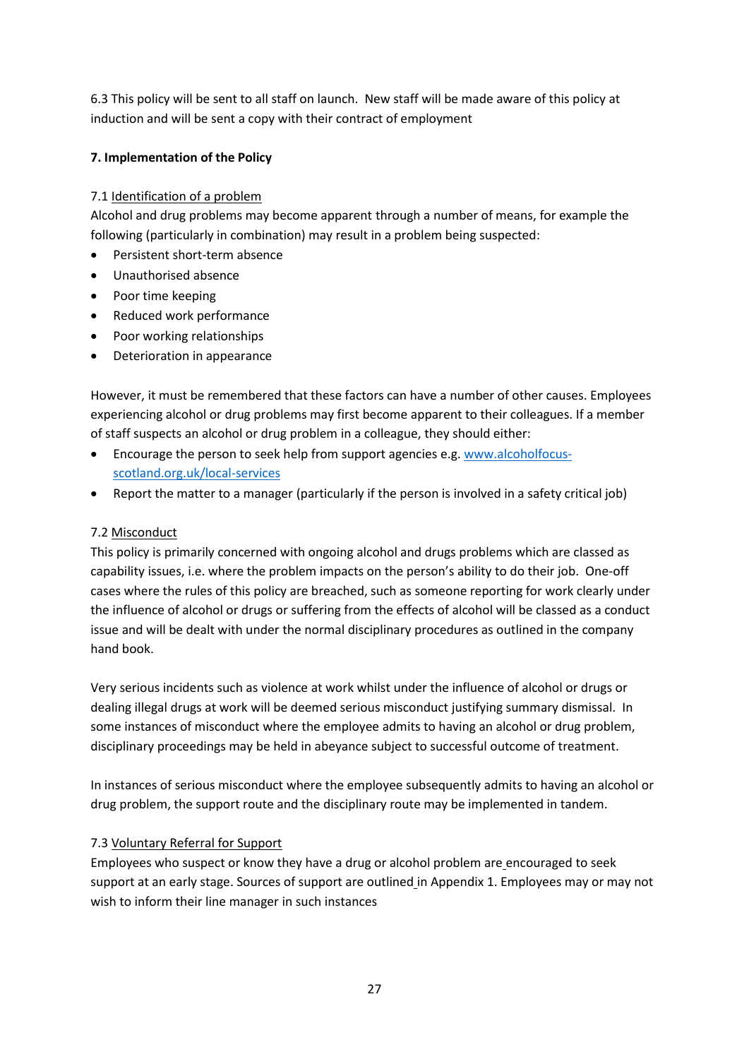6.3 This policy will be sent to all staff on launch. New staff will be made aware of this policy at induction and will be sent a copy with their contract of employment

**7. Implementation of the Policy**

7.1 Identification of a problem

Alcohol and drug problems may become apparent through a number of means, for example the following (particularly in combination) may result in a problem being suspected:

- Persistent short-term absence
- Unauthorised absence
- Poor time keeping
- Reduced work performance
- Poor working relationships
- Deterioration in appearance

However, it must be remembered that these factors can have a number of other causes. Employees experiencing alcohol or drug problems may first become apparent to their colleagues. If a member of staff suspects an alcohol or drug problem in a colleague, they should either:

- Encourage the person to seek help from support agencies e.g. [www.alcoholfocus-scotland.org.uk/local-services](www.alcoholfocus-scotland.org.uk/local-services)
- Report the matter to a manager (particularly if the person is involved in a safety critical job)

7.2 Misconduct

This policy is primarily concerned with ongoing alcohol and drugs problems which are classed as capability issues, i.e. where the problem impacts on the person's ability to do their job. One-off cases where the rules of this policy are breached, such as someone reporting for work clearly under the influence of alcohol or drugs or suffering from the effects of alcohol will be classed as a conduct issue and will be dealt with under the normal disciplinary procedures as outlined in the company hand book.

Very serious incidents such as violence at work whilst under the influence of alcohol or drugs or dealing illegal drugs at work will be deemed serious misconduct justifying summary dismissal. In some instances of misconduct where the employee admits to having an alcohol or drug problem, disciplinary proceedings may be held in abeyance subject to successful outcome of treatment.

In instances of serious misconduct where the employee subsequently admits to having an alcohol or drug problem, the support route and the disciplinary route may be implemented in tandem.

7.3 Voluntary Referral for Support

Employees who suspect or know they have a drug or alcohol problem are encouraged to seek support at an early stage. Sources of support are outlined in Appendix 1. Employees may or may not wish to inform their line manager in such instances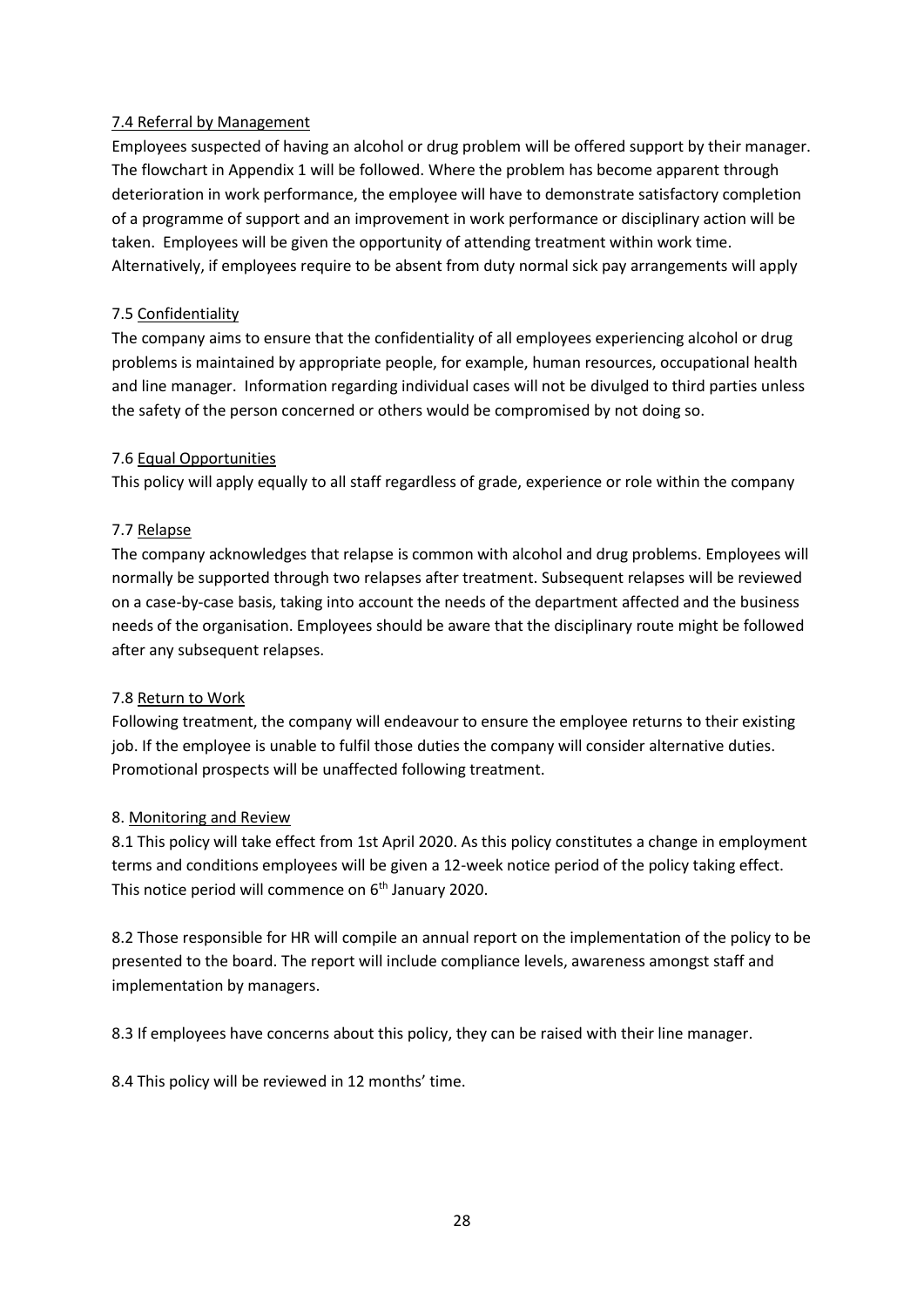### 7.4 Referral by Management

Employees suspected of having an alcohol or drug problem will be offered support by their manager. The flowchart in Appendix 1 will be followed. Where the problem has become apparent through deterioration in work performance, the employee will have to demonstrate satisfactory completion of a programme of support and an improvement in work performance or disciplinary action will be taken. Employees will be given the opportunity of attending treatment within work time. Alternatively, if employees require to be absent from duty normal sick pay arrangements will apply

### 7.5 Confidentiality

The company aims to ensure that the confidentiality of all employees experiencing alcohol or drug problems is maintained by appropriate people, for example, human resources, occupational health and line manager. Information regarding individual cases will not be divulged to third parties unless the safety of the person concerned or others would be compromised by not doing so.

### 7.6 Equal Opportunities

This policy will apply equally to all staff regardless of grade, experience or role within the company

### 7.7 Relapse

The company acknowledges that relapse is common with alcohol and drug problems. Employees will normally be supported through two relapses after treatment. Subsequent relapses will be reviewed on a case-by-case basis, taking into account the needs of the department affected and the business needs of the organisation. Employees should be aware that the disciplinary route might be followed after any subsequent relapses.

### 7.8 Return to Work

Following treatment, the company will endeavour to ensure the employee returns to their existing job. If the employee is unable to fulfil those duties the company will consider alternative duties. Promotional prospects will be unaffected following treatment.

## 8. Monitoring and Review

8.1 This policy will take effect from 1st April 2020. As this policy constitutes a change in employment terms and conditions employees will be given a 12-week notice period of the policy taking effect. This notice period will commence on 6th January 2020.

8.2 Those responsible for HR will compile an annual report on the implementation of the policy to be presented to the board. The report will include compliance levels, awareness amongst staff and implementation by managers.

8.3 If employees have concerns about this policy, they can be raised with their line manager.

8.4 This policy will be reviewed in 12 months' time.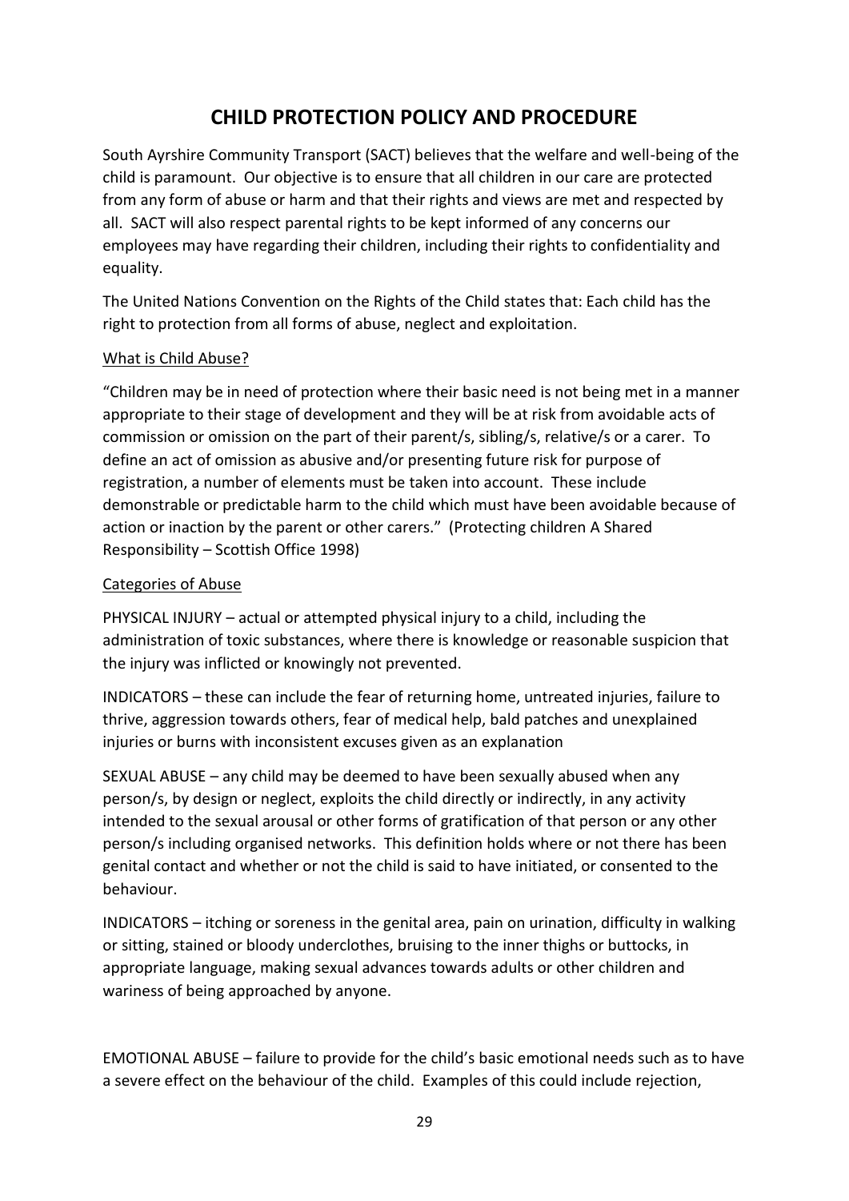# CHILD PROTECTION POLICY AND PROCEDURE

South Ayrshire Community Transport (SACT) believes that the welfare and well-being of the child is paramount. Our objective is to ensure that all children in our care are protected from any form of abuse or harm and that their rights and views are met and respected by all. SACT will also respect parental rights to be kept informed of any concerns our employees may have regarding their children, including their rights to confidentiality and equality.

The United Nations Convention on the Rights of the Child states that: Each child has the right to protection from all forms of abuse, neglect and exploitation.

<u>What is Child Abuse?</u>

"Children may be in need of protection where their basic need is not being met in a manner appropriate to their stage of development and they will be at risk from avoidable acts of commission or omission on the part of their parent/s, sibling/s, relative/s or a carer. To define an act of omission as abusive and/or presenting future risk for purpose of registration, a number of elements must be taken into account. These include demonstrable or predictable harm to the child which must have been avoidable because of action or inaction by the parent or other carers." (Protecting children A Shared Responsibility – Scottish Office 1998)

<u>Categories of Abuse</u>

PHYSICAL INJURY – actual or attempted physical injury to a child, including the administration of toxic substances, where there is knowledge or reasonable suspicion that the injury was inflicted or knowingly not prevented.

INDICATORS – these can include the fear of returning home, untreated injuries, failure to thrive, aggression towards others, fear of medical help, bald patches and unexplained injuries or burns with inconsistent excuses given as an explanation

SEXUAL ABUSE – any child may be deemed to have been sexually abused when any person/s, by design or neglect, exploits the child directly or indirectly, in any activity intended to the sexual arousal or other forms of gratification of that person or any other person/s including organised networks. This definition holds where or not there has been genital contact and whether or not the child is said to have initiated, or consented to the behaviour.

INDICATORS – itching or soreness in the genital area, pain on urination, difficulty in walking or sitting, stained or bloody underclothes, bruising to the inner thighs or buttocks, in appropriate language, making sexual advances towards adults or other children and wariness of being approached by anyone.

EMOTIONAL ABUSE – failure to provide for the child's basic emotional needs such as to have a severe effect on the behaviour of the child. Examples of this could include rejection,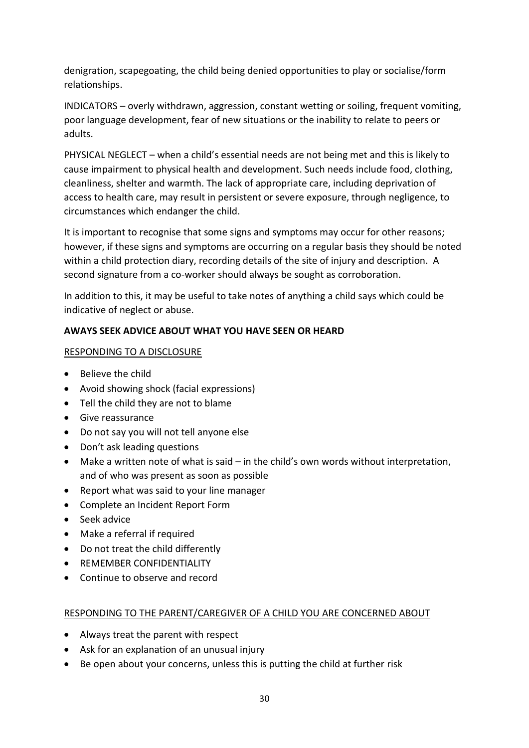denigration, scapegoating, the child being denied opportunities to play or socialise/form relationships.

INDICATORS – overly withdrawn, aggression, constant wetting or soiling, frequent vomiting, poor language development, fear of new situations or the inability to relate to peers or adults.

PHYSICAL NEGLECT – when a child's essential needs are not being met and this is likely to cause impairment to physical health and development. Such needs include food, clothing, cleanliness, shelter and warmth. The lack of appropriate care, including deprivation of access to health care, may result in persistent or severe exposure, through negligence, to circumstances which endanger the child.

It is important to recognise that some signs and symptoms may occur for other reasons; however, if these signs and symptoms are occurring on a regular basis they should be noted within a child protection diary, recording details of the site of injury and description. A second signature from a co-worker should always be sought as corroboration.

In addition to this, it may be useful to take notes of anything a child says which could be indicative of neglect or abuse.

**AWAYS SEEK ADVICE ABOUT WHAT YOU HAVE SEEN OR HEARD**

<u>RESPONDING TO A DISCLOSURE</u>

- Believe the child
- Avoid showing shock (facial expressions)
- Tell the child they are not to blame
- Give reassurance
- Do not say you will not tell anyone else
- Don't ask leading questions
- Make a written note of what is said – in the child's own words without interpretation, and of who was present as soon as possible
- Report what was said to your line manager
- Complete an Incident Report Form
- Seek advice
- Make a referral if required
- Do not treat the child differently
- REMEMBER CONFIDENTIALITY
- Continue to observe and record

<u>RESPONDING TO THE PARENT/CAREGIVER OF A CHILD YOU ARE CONCERNED ABOUT</u>

- Always treat the parent with respect
- Ask for an explanation of an unusual injury
- Be open about your concerns, unless this is putting the child at further risk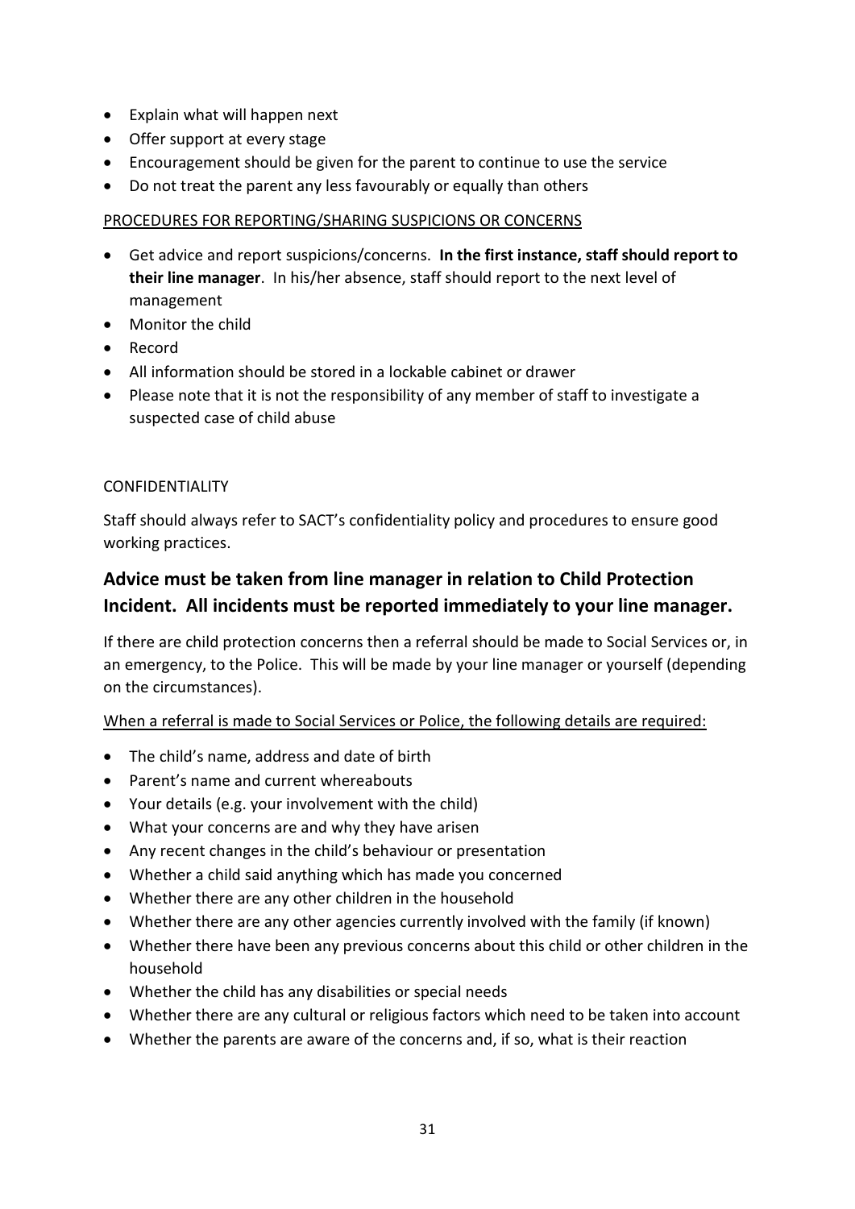- Explain what will happen next
- Offer support at every stage
- Encouragement should be given for the parent to continue to use the service
- Do not treat the parent any less favourably or equally than others

PROCEDURES FOR REPORTING/SHARING SUSPICIONS OR CONCERNS

- Get advice and report suspicions/concerns. **In the first instance, staff should report to their line manager**. In his/her absence, staff should report to the next level of management
- Monitor the child
- Record
- All information should be stored in a lockable cabinet or drawer
- Please note that it is not the responsibility of any member of staff to investigate a suspected case of child abuse

CONFIDENTIALITY

Staff should always refer to SACT's confidentiality policy and procedures to ensure good working practices.

## Advice must be taken from line manager in relation to Child Protection Incident. All incidents must be reported immediately to your line manager.

If there are child protection concerns then a referral should be made to Social Services or, in an emergency, to the Police. This will be made by your line manager or yourself (depending on the circumstances).

When a referral is made to Social Services or Police, the following details are required:

- The child's name, address and date of birth
- Parent's name and current whereabouts
- Your details (e.g. your involvement with the child)
- What your concerns are and why they have arisen
- Any recent changes in the child's behaviour or presentation
- Whether a child said anything which has made you concerned
- Whether there are any other children in the household
- Whether there are any other agencies currently involved with the family (if known)
- Whether there have been any previous concerns about this child or other children in the household
- Whether the child has any disabilities or special needs
- Whether there are any cultural or religious factors which need to be taken into account
- Whether the parents are aware of the concerns and, if so, what is their reaction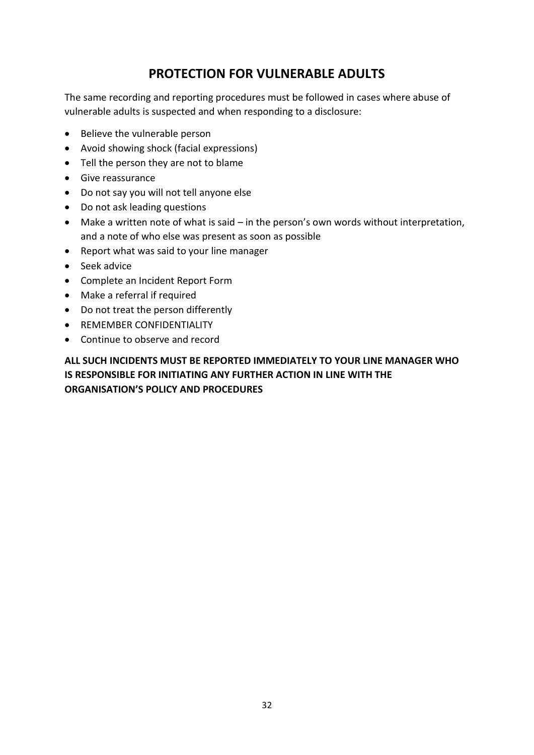## PROTECTION FOR VULNERABLE ADULTS

The same recording and reporting procedures must be followed in cases where abuse of vulnerable adults is suspected and when responding to a disclosure:

- Believe the vulnerable person
- Avoid showing shock (facial expressions)
- Tell the person they are not to blame
- Give reassurance
- Do not say you will not tell anyone else
- Do not ask leading questions
- Make a written note of what is said – in the person's own words without interpretation, and a note of who else was present as soon as possible
- Report what was said to your line manager
- Seek advice
- Complete an Incident Report Form
- Make a referral if required
- Do not treat the person differently
- REMEMBER CONFIDENTIALITY
- Continue to observe and record

**ALL SUCH INCIDENTS MUST BE REPORTED IMMEDIATELY TO YOUR LINE MANAGER WHO IS RESPONSIBLE FOR INITIATING ANY FURTHER ACTION IN LINE WITH THE ORGANISATION'S POLICY AND PROCEDURES**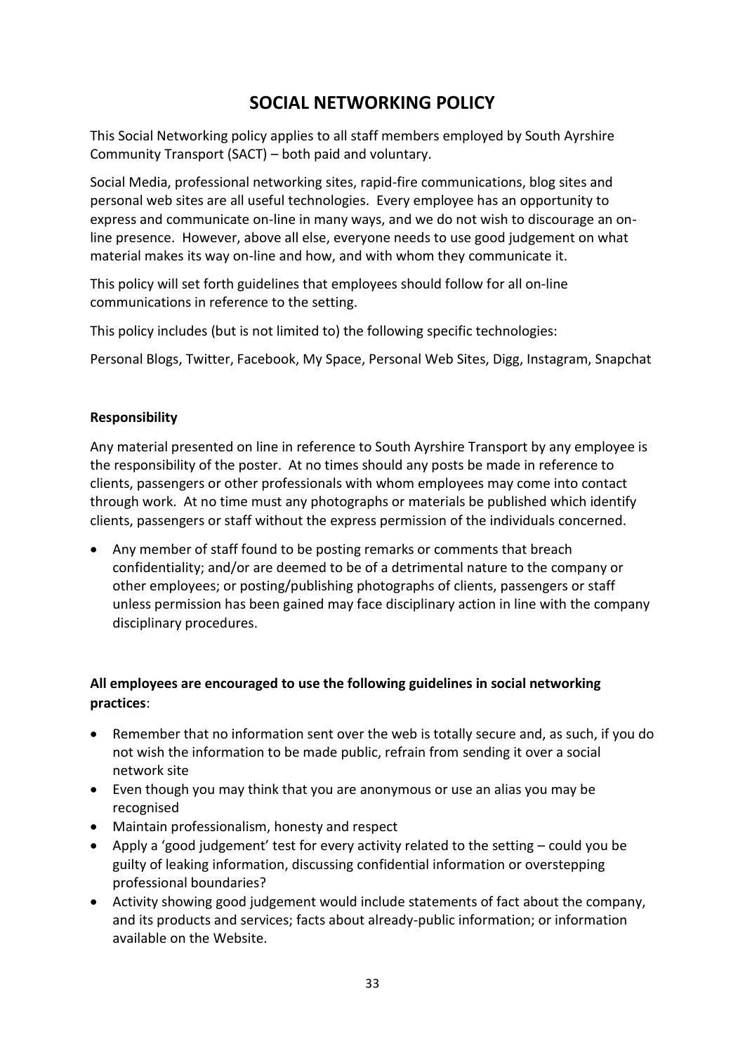# SOCIAL NETWORKING POLICY

This Social Networking policy applies to all staff members employed by South Ayrshire Community Transport (SACT) – both paid and voluntary.

Social Media, professional networking sites, rapid-fire communications, blog sites and personal web sites are all useful technologies. Every employee has an opportunity to express and communicate on-line in many ways, and we do not wish to discourage an on-line presence. However, above all else, everyone needs to use good judgement on what material makes its way on-line and how, and with whom they communicate it.

This policy will set forth guidelines that employees should follow for all on-line communications in reference to the setting.

This policy includes (but is not limited to) the following specific technologies:

Personal Blogs, Twitter, Facebook, My Space, Personal Web Sites, Digg, Instagram, Snapchat

**Responsibility**

Any material presented on line in reference to South Ayrshire Transport by any employee is the responsibility of the poster. At no times should any posts be made in reference to clients, passengers or other professionals with whom employees may come into contact through work. At no time must any photographs or materials be published which identify clients, passengers or staff without the express permission of the individuals concerned.

- Any member of staff found to be posting remarks or comments that breach confidentiality; and/or are deemed to be of a detrimental nature to the company or other employees; or posting/publishing photographs of clients, passengers or staff unless permission has been gained may face disciplinary action in line with the company disciplinary procedures.

**All employees are encouraged to use the following guidelines in social networking practices**:

- Remember that no information sent over the web is totally secure and, as such, if you do not wish the information to be made public, refrain from sending it over a social network site
- Even though you may think that you are anonymous or use an alias you may be recognised
- Maintain professionalism, honesty and respect
- Apply a 'good judgement' test for every activity related to the setting – could you be guilty of leaking information, discussing confidential information or overstepping professional boundaries?
- Activity showing good judgement would include statements of fact about the company, and its products and services; facts about already-public information; or information available on the Website.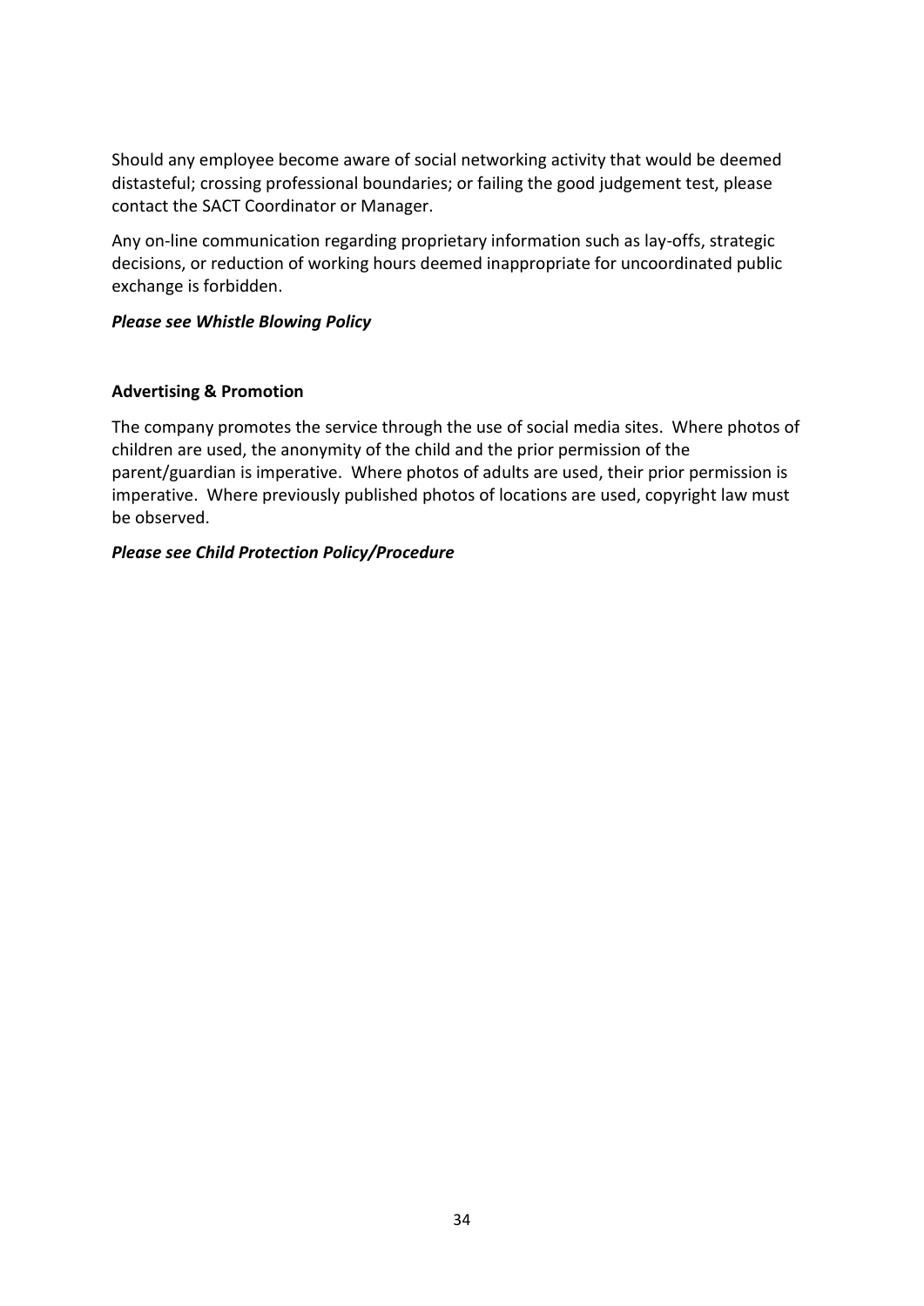Should any employee become aware of social networking activity that would be deemed distasteful; crossing professional boundaries; or failing the good judgement test, please contact the SACT Coordinator or Manager.

Any on-line communication regarding proprietary information such as lay-offs, strategic decisions, or reduction of working hours deemed inappropriate for uncoordinated public exchange is forbidden.

***Please see Whistle Blowing Policy***

**Advertising & Promotion**

The company promotes the service through the use of social media sites. Where photos of children are used, the anonymity of the child and the prior permission of the parent/guardian is imperative. Where photos of adults are used, their prior permission is imperative. Where previously published photos of locations are used, copyright law must be observed.

***Please see Child Protection Policy/Procedure***